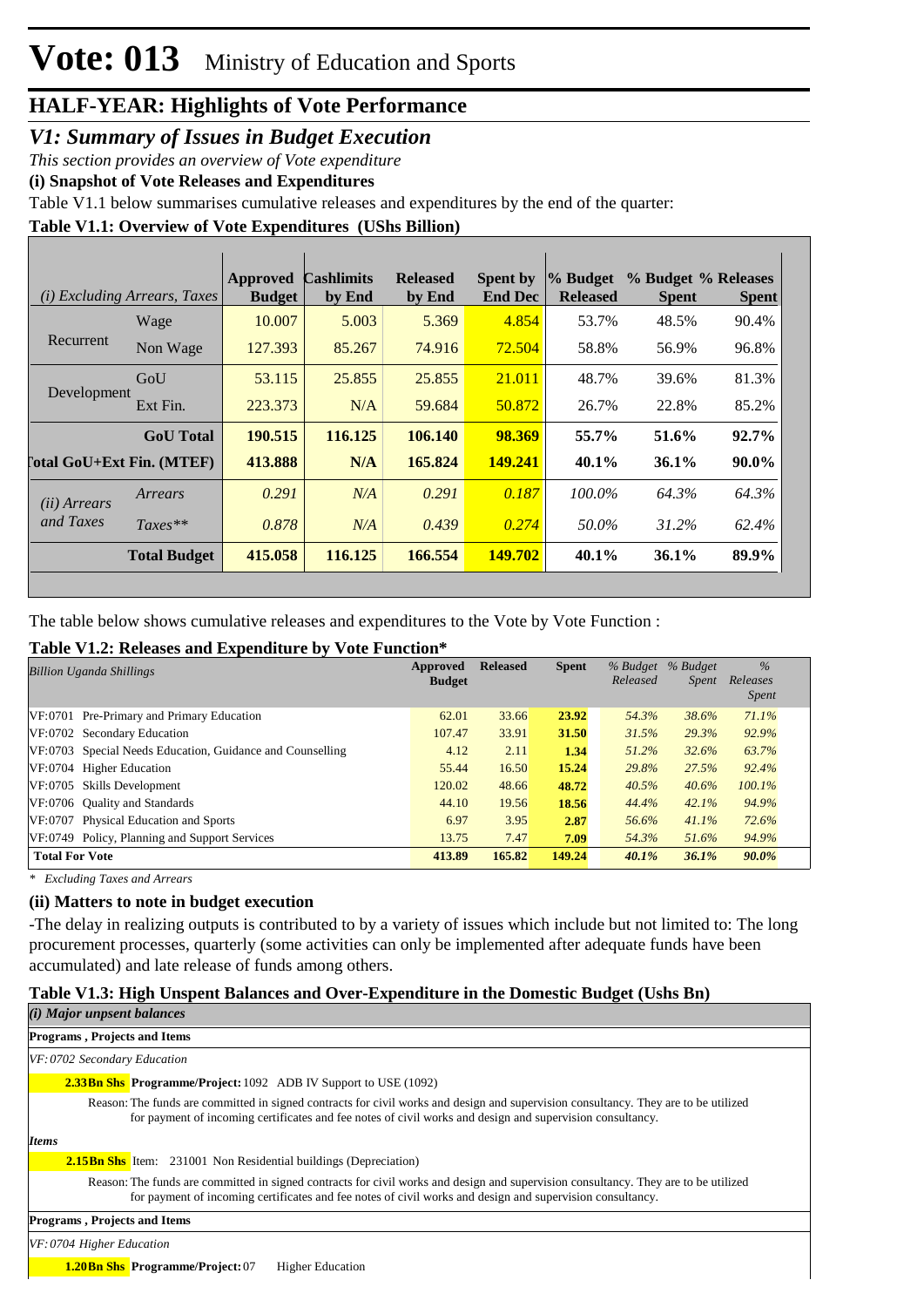# Vote: 013 Ministry of Education and Sports

## HALF-YEAR: Highlights of Vote Performance

### *V1: Summary of Issues in Budget Execution*

*This section provides an overview of Vote expenditure*

**(i) Snapshot of Vote Releases and Expenditures**

Table V1.1 below summarises cumulative releases and expenditures by the end of the quarter:

**Table V1.1: Overview of Vote Expenditures (UShs Billion)**

| *(i) Excluding Arrears, Taxes* | | Approved Budget | Cashlimits by End | Released by End | Spent by End Dec | % Budget Released | % Budget Spent | % Releases Spent |
|---|---|---|---|---|---|---|---|---|
| Recurrent | Wage | 10.007 | 5.003 | 5.369 | 4.854 | 53.7% | 48.5% | 90.4% |
| | Non Wage | 127.393 | 85.267 | 74.916 | 72.504 | 58.8% | 56.9% | 96.8% |
| Development | GoU | 53.115 | 25.855 | 25.855 | 21.011 | 48.7% | 39.6% | 81.3% |
| | Ext Fin. | 223.373 | N/A | 59.684 | 50.872 | 26.7% | 22.8% | 85.2% |
| | **GoU Total** | **190.515** | **116.125** | **106.140** | **98.369** | **55.7%** | **51.6%** | **92.7%** |
| **Total GoU+Ext Fin. (MTEF)** | | **413.888** | **N/A** | **165.824** | **149.241** | **40.1%** | **36.1%** | **90.0%** |
| *(ii) Arrears and Taxes* | *Arrears* | *0.291* | *N/A* | *0.291* | *0.187* | *100.0%* | *64.3%* | *64.3%* |
| | *Taxes*** | *0.878* | *N/A* | *0.439* | *0.274* | *50.0%* | *31.2%* | *62.4%* |
| | **Total Budget** | **415.058** | **116.125** | **166.554** | **149.702** | **40.1%** | **36.1%** | **89.9%** |

The table below shows cumulative releases and expenditures to the Vote by Vote Function :

**Table V1.2: Releases and Expenditure by Vote Function***

| *Billion Uganda Shillings* | Approved Budget | Released | Spent | *% Budget Released* | *% Budget Spent* | *% Releases Spent* |
|---|---|---|---|---|---|---|
| VF:0701 Pre-Primary and Primary Education | 62.01 | 33.66 | **23.92** | *54.3%* | *38.6%* | *71.1%* |
| VF:0702 Secondary Education | 107.47 | 33.91 | **31.50** | *31.5%* | *29.3%* | *92.9%* |
| VF:0703 Special Needs Education, Guidance and Counselling | 4.12 | 2.11 | **1.34** | *51.2%* | *32.6%* | *63.7%* |
| VF:0704 Higher Education | 55.44 | 16.50 | **15.24** | *29.8%* | *27.5%* | *92.4%* |
| VF:0705 Skills Development | 120.02 | 48.66 | **48.72** | *40.5%* | *40.6%* | *100.1%* |
| VF:0706 Quality and Standards | 44.10 | 19.56 | **18.56** | *44.4%* | *42.1%* | *94.9%* |
| VF:0707 Physical Education and Sports | 6.97 | 3.95 | **2.87** | *56.6%* | *41.1%* | *72.6%* |
| VF:0749 Policy, Planning and Support Services | 13.75 | 7.47 | **7.09** | *54.3%* | *51.6%* | *94.9%* |
| **Total For Vote** | **413.89** | **165.82** | **149.24** | ***40.1%*** | ***36.1%*** | ***90.0%*** |

*\* Excluding Taxes and Arrears*

**(ii) Matters to note in budget execution**

-The delay in realizing outputs is contributed to by a variety of issues which include but not limited to: The long procurement processes, quarterly (some activities can only be implemented after adequate funds have been accumulated) and late release of funds among others.

**Table V1.3: High Unspent Balances and Over-Expenditure in the Domestic Budget (Ushs Bn)**

***(i) Major unpsent balances***

**Programs , Projects and Items**

*VF:0702 Secondary Education*

**2.33Bn Shs** **Programme/Project:** 1092 ADB IV Support to USE (1092)

Reason: The funds are committed in signed contracts for civil works and design and supervision consultancy. They are to be utilized for payment of incoming certificates and fee notes of civil works and design and supervision consultancy.

***Items***

**2.15Bn Shs** Item: 231001 Non Residential buildings (Depreciation)

Reason: The funds are committed in signed contracts for civil works and design and supervision consultancy. They are to be utilized for payment of incoming certificates and fee notes of civil works and design and supervision consultancy.

**Programs , Projects and Items**

*VF:0704 Higher Education*

**1.20Bn Shs** **Programme/Project:** 07 Higher Education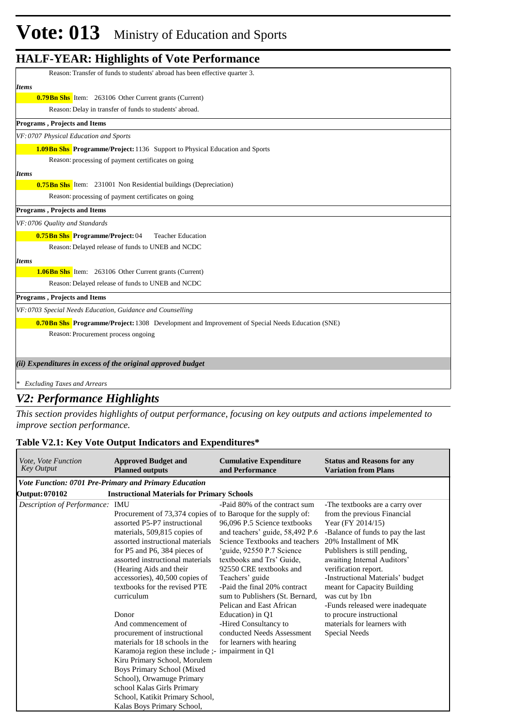# Vote: 013 Ministry of Education and Sports

## HALF-YEAR: Highlights of Vote Performance

Reason: Transfer of funds to students' abroad has been effective quarter 3.

*Items*

**0.79Bn Shs** Item: 263106 Other Current grants (Current)

Reason: Delay in transfer of funds to students' abroad.

**Programs , Projects and Items**

*VF: 0707 Physical Education and Sports*

**1.09Bn Shs** **Programme/Project:** 1136 Support to Physical Education and Sports

Reason: processing of payment certificates on going

*Items*

**0.75Bn Shs** Item: 231001 Non Residential buildings (Depreciation)

Reason: processing of payment certificates on going

**Programs , Projects and Items**

*VF: 0706 Quality and Standards*

**0.75Bn Shs** **Programme/Project:** 04 Teacher Education

Reason: Delayed release of funds to UNEB and NCDC

*Items*

**1.06Bn Shs** Item: 263106 Other Current grants (Current)

Reason: Delayed release of funds to UNEB and NCDC

**Programs , Projects and Items**

*VF: 0703 Special Needs Education, Guidance and Counselling*

**0.70Bn Shs** **Programme/Project:** 1308 Development and Improvement of Special Needs Education (SNE)

Reason: Procurement process ongoing

*(ii) Expenditures in excess of the original approved budget*

\* *Excluding Taxes and Arrears*

## *V2: Performance Highlights*

*This section provides highlights of output performance, focusing on key outputs and actions impelemented to improve section performance.*

### Table V2.1: Key Vote Output Indicators and Expenditures*

| *Vote, Vote Function Key Output* | **Approved Budget and Planned outputs** | **Cumulative Expenditure and Performance** | **Status and Reasons for any Variation from Plans** |
|---|---|---|---|
| ***Vote Function: 0701 Pre-Primary and Primary Education*** | | | |
| **Output: 070102** | **Instructional Materials for Primary Schools** | | |
| *Description of Performance:* | IMU<br>Procurement of 73,374 copies of assorted P5-P7 instructional materials, 509,815 copies of assorted instructional materials for P5 and P6, 384 pieces of assorted instructional materials (Hearing Aids and their accessories), 40,500 copies of textbooks for the revised PTE curriculum<br><br>Donor<br>And commencement of procurement of instructional materials for 18 schools in the Karamoja region these include ;- Kiru Primary School, Morulem Boys Primary School (Mixed School), Orwamuge Primary school Kalas Girls Primary School, Katikit Primary School, Kalas Boys Primary School, | -Paid 80% of the contract sum to Baroque for the supply of: 96,096 P.5 Science textbooks and teachers' guide, 58,492 P.6 Science Textbooks and teachers 'guide, 92550 P.7 Science textbooks and Trs' Guide, 92550 CRE textbooks and Teachers' guide<br>-Paid the final 20% contract sum to Publishers (St. Bernard, Pelican and East African Education) in Q1<br>-Hired Consultancy to conducted Needs Assessment for learners with hearing impairment in Q1 | -The textbooks are a carry over from the previous Financial Year (FY 2014/15)<br>-Balance of funds to pay the last 20% Installment of MK Publishers is still pending, awaiting Internal Auditors' verification report.<br>-Instructional Materials' budget meant for Capacity Building was cut by 1bn<br>-Funds released were inadequate to procure instructional materials for learners with Special Needs |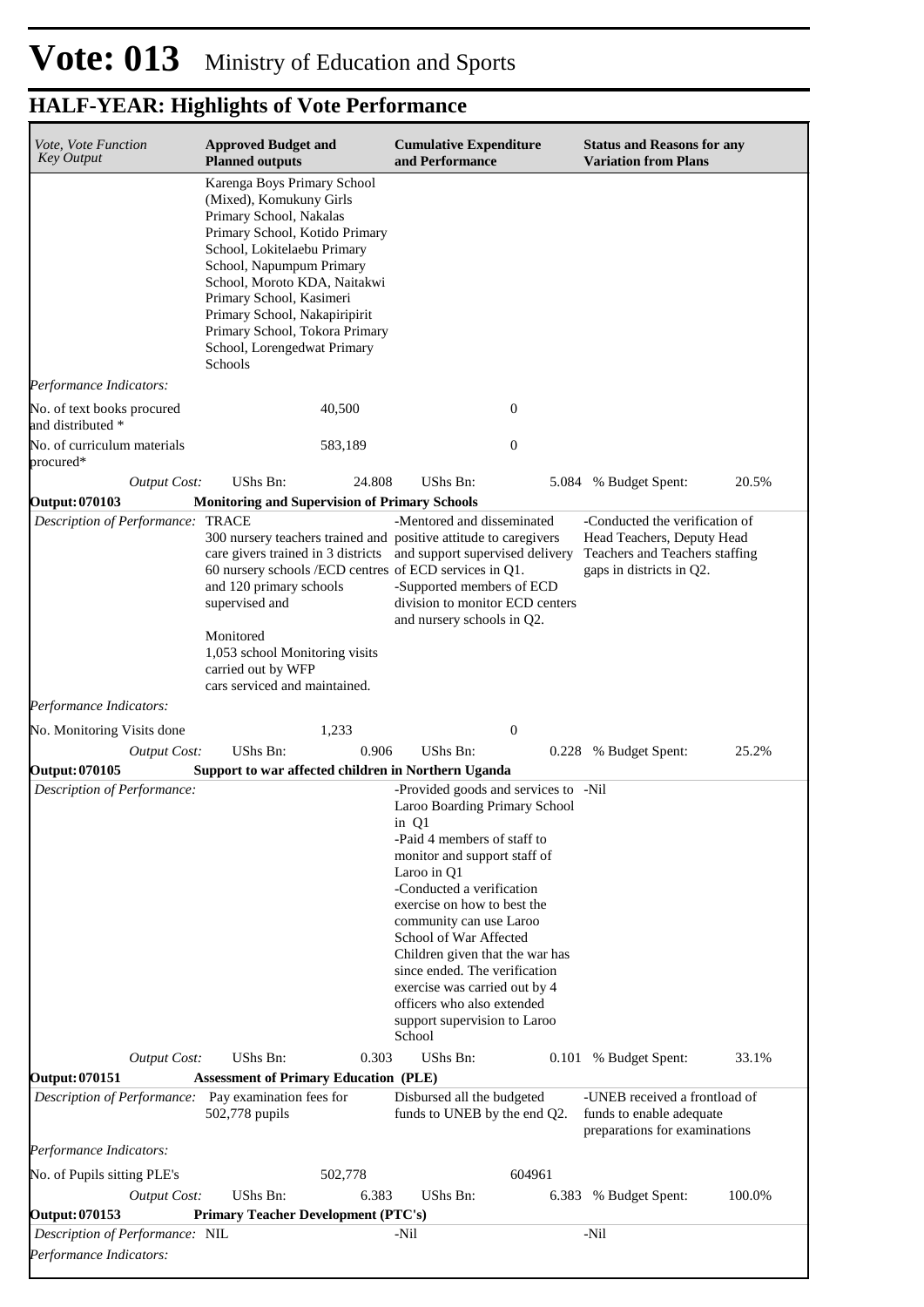# Vote: 013 Ministry of Education and Sports

## HALF-YEAR: Highlights of Vote Performance

| *Vote, Vote Function Key Output* | **Approved Budget and Planned outputs** | | **Cumulative Expenditure and Performance** | | **Status and Reasons for any Variation from Plans** | |
|---|---|---|---|---|---|---|
| | Karenga Boys Primary School (Mixed), Komukuny Girls Primary School, Nakalas Primary School, Kotido Primary School, Lokitelaebu Primary School, Napumpum Primary School, Moroto KDA, Naitakwi Primary School, Kasimeri Primary School, Nakapiripirit Primary School, Tokora Primary School, Lorengedwat Primary Schools | | | | | |
| *Performance Indicators:* | | | | | | |
| No. of text books procured and distributed * | | 40,500 | | 0 | | |
| No. of curriculum materials procured* | | 583,189 | | 0 | | |
| *Output Cost:* | UShs Bn: | 24.808 | UShs Bn: | 5.084 | % Budget Spent: | 20.5% |
| **Output: 070103** | **Monitoring and Supervision of Primary Schools** | | | | | |
| *Description of Performance:* | TRACE 300 nursery teachers trained and care givers trained in 3 districts 60 nursery schools /ECD centres and 120 primary schools supervised and<br><br>Monitored<br>1,053 school Monitoring visits carried out by WFP<br>cars serviced and maintained. | | -Mentored and disseminated positive attitude to caregivers and support supervised delivery of ECD services in Q1.<br>-Supported members of ECD division to monitor ECD centers and nursery schools in Q2. | | -Conducted the verification of Head Teachers, Deputy Head Teachers and Teachers staffing gaps in districts in Q2. | |
| *Performance Indicators:* | | | | | | |
| No. Monitoring Visits done | | 1,233 | | 0 | | |
| *Output Cost:* | UShs Bn: | 0.906 | UShs Bn: | 0.228 | % Budget Spent: | 25.2% |
| **Output: 070105** | **Support to war affected children in Northern Uganda** | | | | | |
| *Description of Performance:* | | | -Provided goods and services to Laroo Boarding Primary School in Q1<br>-Paid 4 members of staff to monitor and support staff of Laroo in Q1<br>-Conducted a verification exercise on how to best the community can use Laroo School of War Affected Children given that the war has since ended. The verification exercise was carried out by 4 officers who also extended support supervision to Laroo School | | -Nil | |
| *Output Cost:* | UShs Bn: | 0.303 | UShs Bn: | 0.101 | % Budget Spent: | 33.1% |
| **Output: 070151** | **Assessment of Primary Education (PLE)** | | | | | |
| *Description of Performance:* | Pay examination fees for 502,778 pupils | | Disbursed all the budgeted funds to UNEB by the end Q2. | | -UNEB received a frontload of funds to enable adequate preparations for examinations | |
| *Performance Indicators:* | | | | | | |
| No. of Pupils sitting PLE's | | 502,778 | | 604961 | | |
| *Output Cost:* | UShs Bn: | 6.383 | UShs Bn: | 6.383 | % Budget Spent: | 100.0% |
| **Output: 070153** | **Primary Teacher Development (PTC's)** | | | | | |
| *Description of Performance:* | NIL | | -Nil | | -Nil | |
| *Performance Indicators:* | | | | | | |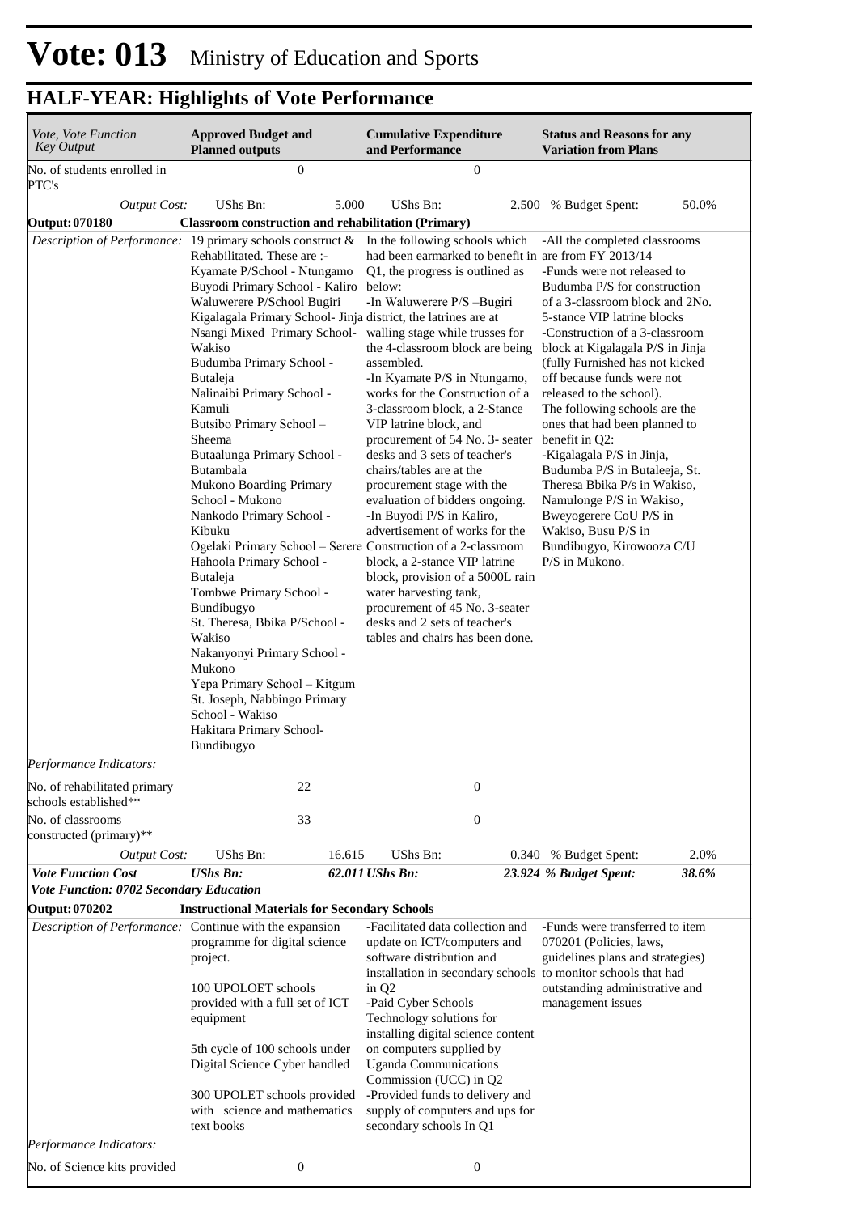# Vote: 013 Ministry of Education and Sports

## HALF-YEAR: Highlights of Vote Performance

| *Vote, Vote Function Key Output* | **Approved Budget and Planned outputs** | **Cumulative Expenditure and Performance** | **Status and Reasons for any Variation from Plans** |
|---|---|---|---|
| No. of students enrolled in PTC's | 0 | 0 | |
| *Output Cost:* | UShs Bn: 5.000 | UShs Bn: 2.500 | % Budget Spent: 50.0% |
| **Output: 070180** | **Classroom construction and rehabilitation (Primary)** | | |
| *Description of Performance:* | 19 primary schools construct & Rehabilitated. These are :-<br>Kyamate P/School - Ntungamo<br>Buyodi Primary School - Kaliro<br>Waluwerere P/School Bugiri<br>Kigalagala Primary School- Jinja<br>Nsangi Mixed Primary School- Wakiso<br>Budumba Primary School - Butaleja<br>Nalinaibi Primary School - Kamuli<br>Butsibo Primary School – Sheema<br>Butaalunga Primary School - Butambala<br>Mukono Boarding Primary School - Mukono<br>Nankodo Primary School - Kibuku<br>Ogelaki Primary School – Serere<br>Hahoola Primary School - Butaleja<br>Tombwe Primary School - Bundibugyo<br>St. Theresa, Bbika P/School - Wakiso<br>Nakanyonyi Primary School - Mukono<br>Yepa Primary School – Kitgum<br>St. Joseph, Nabbingo Primary School - Wakiso<br>Hakitara Primary School- Bundibugyo | In the following schools which had been earmarked to benefit in Q1, the progress is outlined as below:<br>-In Waluwerere P/S –Bugiri district, the latrines are at walling stage while trusses for the 4-classroom block are being assembled.<br>-In Kyamate P/S in Ntungamo, works for the Construction of a 3-classroom block, a 2-Stance VIP latrine block, and procurement of 54 No. 3- seater desks and 3 sets of teacher's chairs/tables are at the procurement stage with the evaluation of bidders ongoing.<br>-In Buyodi P/S in Kaliro, advertisement of works for the Construction of a 2-classroom block, a 2-stance VIP latrine block, provision of a 5000L rain water harvesting tank, procurement of 45 No. 3-seater desks and 2 sets of teacher's tables and chairs has been done. | -All the completed classrooms are from FY 2013/14<br>-Funds were not released to Budumba P/S for construction of a 3-classroom block and 2No. 5-stance VIP latrine blocks<br>-Construction of a 3-classroom block at Kigalagala P/S in Jinja (fully Furnished has not kicked off because funds were not released to the school).<br>The following schools are the ones that had been planned to benefit in Q2:<br>-Kigalagala P/S in Jinja, Budumba P/S in Butaleeja, St. Theresa Bbika P/s in Wakiso, Namulonge P/S in Wakiso, Bweyogerere CoU P/S in Wakiso, Busu P/S in Bundibugyo, Kirowooza C/U P/S in Mukono. |
| *Performance Indicators:* | | | |
| No. of rehabilitated primary schools established** | 22 | 0 | |
| No. of classrooms constructed (primary)** | 33 | 0 | |
| *Output Cost:* | UShs Bn: 16.615 | UShs Bn: 0.340 | % Budget Spent: 2.0% |
| ***Vote Function Cost*** | ***UShs Bn: 62.011*** | ***UShs Bn: 23.924*** | ***% Budget Spent: 38.6%*** |
| ***Vote Function: 0702 Secondary Education*** | | | |
| **Output: 070202** | **Instructional Materials for Secondary Schools** | | |
| *Description of Performance:* | Continue with the expansion programme for digital science project.<br><br>100 UPOLOET schools provided with a full set of ICT equipment<br><br>5th cycle of 100 schools under Digital Science Cyber handled<br><br>300 UPOLET schools provided with science and mathematics text books | -Facilitated data collection and update on ICT/computers and software distribution and installation in secondary schools in Q2<br>-Paid Cyber Schools Technology solutions for installing digital science content on computers supplied by Uganda Communications Commission (UCC) in Q2<br>-Provided funds to delivery and supply of computers and ups for secondary schools In Q1 | -Funds were transferred to item 070201 (Policies, laws, guidelines plans and strategies) to monitor schools that had outstanding administrative and management issues |
| *Performance Indicators:* | | | |
| No. of Science kits provided | 0 | 0 | |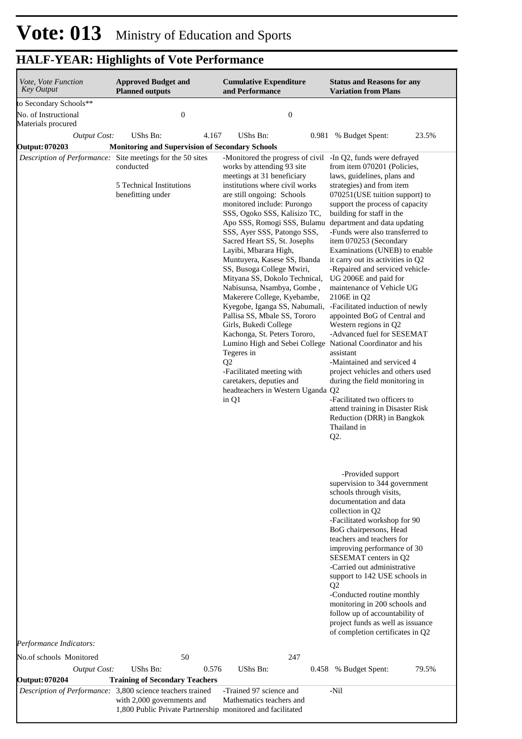# Vote: 013 Ministry of Education and Sports

## HALF-YEAR: Highlights of Vote Performance

| *Vote, Vote Function Key Output* | **Approved Budget and Planned outputs** | **Cumulative Expenditure and Performance** | **Status and Reasons for any Variation from Plans** |
|---|---|---|---|
| to Secondary Schools** | | | |
| No. of Instructional Materials procured | 0 | 0 | |
| *Output Cost:* | UShs Bn: 4.167 | UShs Bn: 0.981 | % Budget Spent: 23.5% |
| **Output: 070203** | **Monitoring and Supervision of Secondary Schools** | | |
| *Description of Performance:* | Site meetings for the 50 sites conducted<br><br>5 Technical Institutions benefitting under | -Monitored the progress of civil works by attending 93 site meetings at 31 beneficiary institutions where civil works are still ongoing: Schools monitored include: Purongo SSS, Ogoko SSS, Kalisizo TC, Apo SSS, Romogi SSS, Bulamu SSS, Ayer SSS, Patongo SSS, Sacred Heart SS, St. Josephs Layibi, Mbarara High, Muntuyera, Kasese SS, Ibanda SS, Busoga College Mwiri, Mityana SS, Dokolo Technical, Nabisunsa, Nsambya, Gombe , Makerere College, Kyebambe, Kyegobe, Iganga SS, Nabumali, Pallisa SS, Mbale SS, Tororo Girls, Bukedi College Kachonga, St. Peters Tororo, Lumino High and Sebei College Tegeres in Q2<br>-Facilitated meeting with caretakers, deputies and headteachers in Western Uganda in Q1 | -In Q2, funds were defrayed from item 070201 (Policies, laws, guidelines, plans and strategies) and from item 070251(USE tuition support) to support the process of capacity building for staff in the department and data updating<br>-Funds were also transferred to item 070253 (Secondary Examinations (UNEB) to enable it carry out its activities in Q2<br>-Repaired and serviced vehicle- UG 2006E and paid for maintenance of Vehicle UG 2106E in Q2<br>-Facilitated induction of newly appointed BoG of Central and Western regions in Q2<br>-Advanced fuel for SESEMAT National Coordinator and his assistant<br>-Maintained and serviced 4 project vehicles and others used during the field monitoring in Q2<br>-Facilitated two officers to attend training in Disaster Risk Reduction (DRR) in Bangkok Thailand in Q2.<br><br>-Provided support supervision to 344 government schools through visits, documentation and data collection in Q2<br>-Facilitated workshop for 90 BoG chairpersons, Head teachers and teachers for improving performance of 30 SESEMAT centers in Q2<br>-Carried out administrative support to 142 USE schools in Q2<br>-Conducted routine monthly monitoring in 200 schools and follow up of accountability of project funds as well as issuance of completion certificates in Q2 |
| *Performance Indicators:* | | | |
| No.of schools Monitored | 50 | 247 | |
| *Output Cost:* | UShs Bn: 0.576 | UShs Bn: 0.458 | % Budget Spent: 79.5% |
| **Output: 070204** | **Training of Secondary Teachers** | | |
| *Description of Performance:* | 3,800 science teachers trained with 2,000 governments and 1,800 Public Private Partnership | -Trained 97 science and Mathematics teachers and monitored and facilitated | -Nil |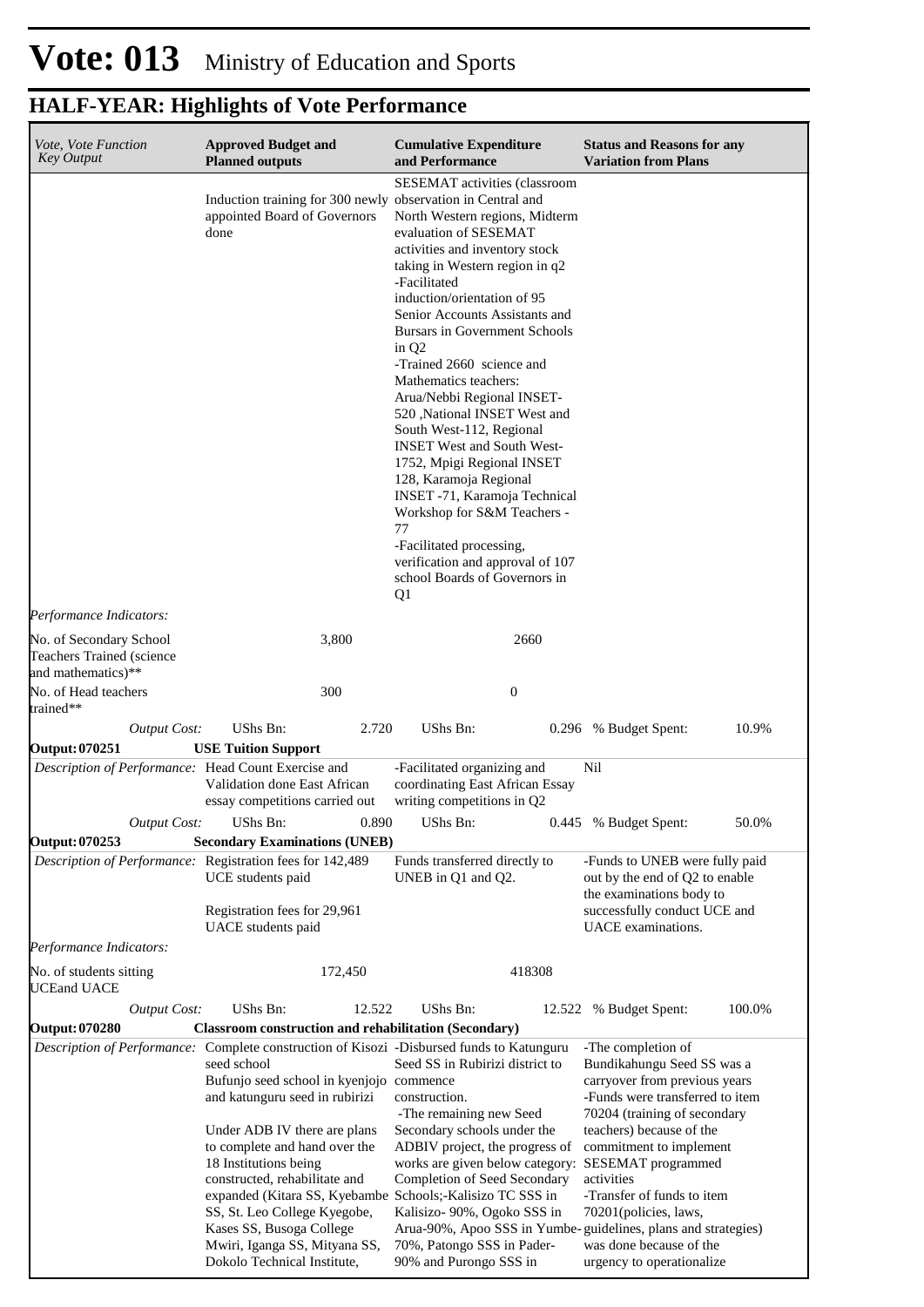# Vote: 013 Ministry of Education and Sports

## HALF-YEAR: Highlights of Vote Performance

| *Vote, Vote Function Key Output* | **Approved Budget and Planned outputs** | | **Cumulative Expenditure and Performance** | | **Status and Reasons for any Variation from Plans** | |
|---|---|---|---|---|---|---|
| | Induction training for 300 newly appointed Board of Governors done | | SESEMAT activities (classroom observation in Central and North Western regions, Midterm evaluation of SESEMAT activities and inventory stock taking in Western region in q2<br>-Facilitated induction/orientation of 95 Senior Accounts Assistants and Bursars in Government Schools in Q2<br>-Trained 2660 science and Mathematics teachers: Arua/Nebbi Regional INSET-520 ,National INSET West and South West-112, Regional INSET West and South West-1752, Mpigi Regional INSET 128, Karamoja Regional INSET -71, Karamoja Technical Workshop for S&M Teachers -77<br>-Facilitated processing, verification and approval of 107 school Boards of Governors in Q1 | | | |
| *Performance Indicators:* | | | | | | |
| No. of Secondary School Teachers Trained (science and mathematics)** | | 3,800 | | 2660 | | |
| No. of Head teachers trained** | | 300 | | 0 | | |
| *Output Cost:* | UShs Bn: | 2.720 | UShs Bn: | 0.296 | % Budget Spent: | 10.9% |
| **Output: 070251** | **USE Tuition Support** | | | | | |
| *Description of Performance:* | Head Count Exercise and Validation done East African essay competitions carried out | | -Facilitated organizing and coordinating East African Essay writing competitions in Q2 | | Nil | |
| *Output Cost:* | UShs Bn: | 0.890 | UShs Bn: | 0.445 | % Budget Spent: | 50.0% |
| **Output: 070253** | **Secondary Examinations (UNEB)** | | | | | |
| *Description of Performance:* | Registration fees for 142,489 UCE students paid<br><br>Registration fees for 29,961 UACE students paid | | Funds transferred directly to UNEB in Q1 and Q2. | | -Funds to UNEB were fully paid out by the end of Q2 to enable the examinations body to successfully conduct UCE and UACE examinations. | |
| *Performance Indicators:* | | | | | | |
| No. of students sitting UCEand UACE | | 172,450 | | 418308 | | |
| *Output Cost:* | UShs Bn: | 12.522 | UShs Bn: | 12.522 | % Budget Spent: | 100.0% |
| **Output: 070280** | **Classroom construction and rehabilitation (Secondary)** | | | | | |
| *Description of Performance:* | Complete construction of Kisozi seed school<br>Bufunjo seed school in kyenjojo and katunguru seed in rubirizi<br><br>Under ADB IV there are plans to complete and hand over the 18 Institutions being constructed, rehabilitate and expanded (Kitara SS, Kyebambe SS, St. Leo College Kyegobe, Kases SS, Busoga College Mwiri, Iganga SS, Mityana SS, Dokolo Technical Institute, | | -Disbursed funds to Katunguru Seed SS in Rubirizi district to commence construction.<br>-The remaining new Seed Secondary schools under the ADBIV project, the progress of works are given below category: Completion of Seed Secondary Schools;-Kalisizo TC SSS in Kalisizo- 90%, Ogoko SSS in Arua-90%, Apoo SSS in Yumbe-70%, Patongo SSS in Pader-90% and Purongo SSS in | | -The completion of Bundikahungu Seed SS was a carryover from previous years<br>-Funds were transferred to item 70204 (training of secondary teachers) because of the commitment to implement SESEMAT programmed activities<br>-Transfer of funds to item 70201(policies, laws, guidelines, plans and strategies) was done because of the urgency to operationalize | |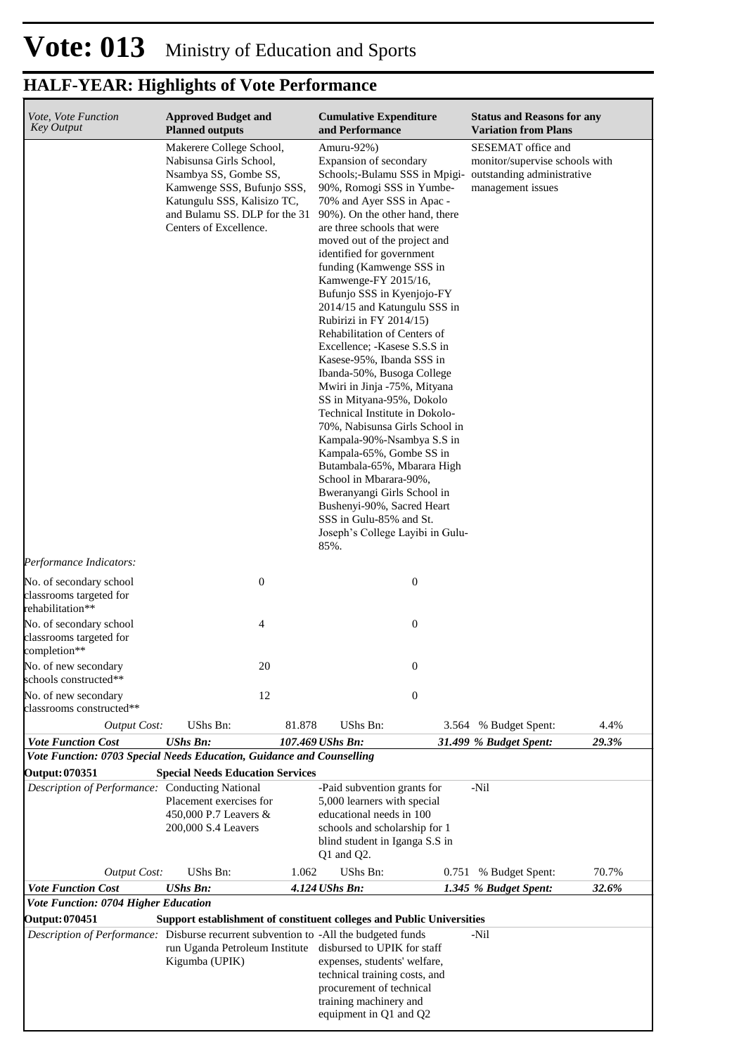# Vote: 013 Ministry of Education and Sports

## HALF-YEAR: Highlights of Vote Performance

| *Vote, Vote Function Key Output* | **Approved Budget and Planned outputs** | | **Cumulative Expenditure and Performance** | | **Status and Reasons for any Variation from Plans** | |
|---|---|---|---|---|---|---|
| | Makerere College School, Nabisunsa Girls School, Nsambya SS, Gombe SS, Kamwenge SSS, Bufunjo SSS, Katungulu SSS, Kalisizo TC, and Bulamu SS. DLP for the 31 Centers of Excellence. | | Amuru-92%) Expansion of secondary Schools;-Bulamu SSS in Mpigi-90%, Romogi SSS in Yumbe-70% and Ayer SSS in Apac - 90%). On the other hand, there are three schools that were moved out of the project and identified for government funding (Kamwenge SSS in Kamwenge-FY 2015/16, Bufunjo SSS in Kyenjojo-FY 2014/15 and Katungulu SSS in Rubirizi in FY 2014/15) Rehabilitation of Centers of Excellence; -Kasese S.S.S in Kasese-95%, Ibanda SSS in Ibanda-50%, Busoga College Mwiri in Jinja -75%, Mityana SS in Mityana-95%, Dokolo Technical Institute in Dokolo-70%, Nabisunsa Girls School in Kampala-90%-Nsambya S.S in Kampala-65%, Gombe SS in Butambala-65%, Mbarara High School in Mbarara-90%, Bweranyangi Girls School in Bushenyi-90%, Sacred Heart SSS in Gulu-85% and St. Joseph's College Layibi in Gulu-85%. | | SESEMAT office and monitor/supervise schools with outstanding administrative management issues | |
| *Performance Indicators:* | | | | | | |
| No. of secondary school classrooms targeted for rehabilitation** | | 0 | | 0 | | |
| No. of secondary school classrooms targeted for completion** | | 4 | | 0 | | |
| No. of new secondary schools constructed** | | 20 | | 0 | | |
| No. of new secondary classrooms constructed** | | 12 | | 0 | | |
| *Output Cost:* | UShs Bn: | 81.878 | UShs Bn: | 3.564 | % Budget Spent: | 4.4% |
| ***Vote Function Cost*** | ***UShs Bn:*** | ***107.469*** | ***UShs Bn:*** | ***31.499*** | ***% Budget Spent:*** | ***29.3%*** |
| ***Vote Function: 0703 Special Needs Education, Guidance and Counselling*** | | | | | | |
| **Output: 070351** | **Special Needs Education Services** | | | | | |
| *Description of Performance:* | Conducting National Placement exercises for 450,000 P.7 Leavers & 200,000 S.4 Leavers | | -Paid subvention grants for 5,000 learners with special educational needs in 100 schools and scholarship for 1 blind student in Iganga S.S in Q1 and Q2. | | -Nil | |
| *Output Cost:* | UShs Bn: | 1.062 | UShs Bn: | 0.751 | % Budget Spent: | 70.7% |
| ***Vote Function Cost*** | ***UShs Bn:*** | ***4.124*** | ***UShs Bn:*** | ***1.345*** | ***% Budget Spent:*** | ***32.6%*** |
| ***Vote Function: 0704 Higher Education*** | | | | | | |
| **Output: 070451** | **Support establishment of constituent colleges and Public Universities** | | | | | |
| *Description of Performance:* | Disburse recurrent subvention to run Uganda Petroleum Institute Kigumba (UPIK) | | -All the budgeted funds disbursed to UPIK for staff expenses, students' welfare, technical training costs, and procurement of technical training machinery and equipment in Q1 and Q2 | | -Nil | |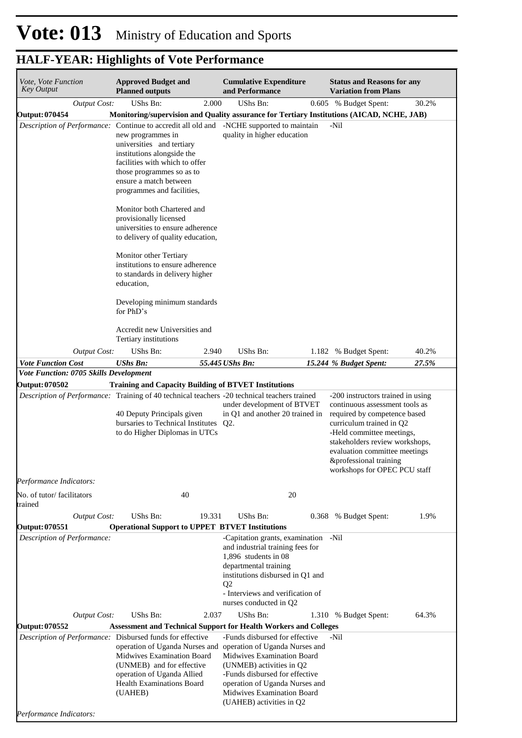# Vote: 013 Ministry of Education and Sports

## HALF-YEAR: Highlights of Vote Performance

| *Vote, Vote Function Key Output* | **Approved Budget and Planned outputs** | | **Cumulative Expenditure and Performance** | | **Status and Reasons for any Variation from Plans** | |
|---|---|---|---|---|---|---|
| *Output Cost:* | UShs Bn: | 2.000 | UShs Bn: | 0.605 | % Budget Spent: | 30.2% |
| **Output: 070454** | **Monitoring/supervision and Quality assurance for Tertiary Institutions (AICAD, NCHE, JAB)** | | | | | |
| *Description of Performance:* | Continue to accredit all old and new programmes in universities and tertiary institutions alongside the facilities with which to offer those programmes so as to ensure a match between programmes and facilities,<br><br>Monitor both Chartered and provisionally licensed universities to ensure adherence to delivery of quality education,<br><br>Monitor other Tertiary institutions to ensure adherence to standards in delivery higher education,<br><br>Developing minimum standards for PhD's<br><br>Accredit new Universities and Tertiary institutions | | -NCHE supported to maintain quality in higher education | | -Nil | |
| *Output Cost:* | UShs Bn: | 2.940 | UShs Bn: | 1.182 | % Budget Spent: | 40.2% |
| ***Vote Function Cost*** | ***UShs Bn:*** | ***55.445*** | ***UShs Bn:*** | ***15.244*** | ***% Budget Spent:*** | ***27.5%*** |
| ***Vote Function: 0705 Skills Development*** | | | | | | |
| **Output: 070502** | **Training and Capacity Building of BTVET Institutions** | | | | | |
| *Description of Performance:* | Training of 40 technical teachers<br><br>40 Deputy Principals given bursaries to Technical Institutes to do Higher Diplomas in UTCs | | -20 technical teachers trained under development of BTVET in Q1 and another 20 trained in Q2. | | -200 instructors trained in using continuous assessment tools as required by competence based curriculum trained in Q2<br>-Held committee meetings, stakeholders review workshops, evaluation committee meetings &professional training workshops for OPEC PCU staff | |
| *Performance Indicators:* | | | | | | |
| No. of tutor/ facilitators trained | | 40 | | 20 | | |
| *Output Cost:* | UShs Bn: | 19.331 | UShs Bn: | 0.368 | % Budget Spent: | 1.9% |
| **Output: 070551** | **Operational Support to UPPET BTVET Institutions** | | | | | |
| *Description of Performance:* | | | -Capitation grants, examination and industrial training fees for 1,896 students in 08 departmental training institutions disbursed in Q1 and Q2<br>- Interviews and verification of nurses conducted in Q2 | | -Nil | |
| *Output Cost:* | UShs Bn: | 2.037 | UShs Bn: | 1.310 | % Budget Spent: | 64.3% |
| **Output: 070552** | **Assessment and Technical Support for Health Workers and Colleges** | | | | | |
| *Description of Performance:* | Disbursed funds for effective operation of Uganda Nurses and Midwives Examination Board (UNMEB) and for effective operation of Uganda Allied Health Examinations Board (UAHEB) | | -Funds disbursed for effective operation of Uganda Nurses and Midwives Examination Board (UNMEB) activities in Q2<br>-Funds disbursed for effective operation of Uganda Nurses and Midwives Examination Board (UAHEB) activities in Q2 | | -Nil | |
| *Performance Indicators:* | | | | | | |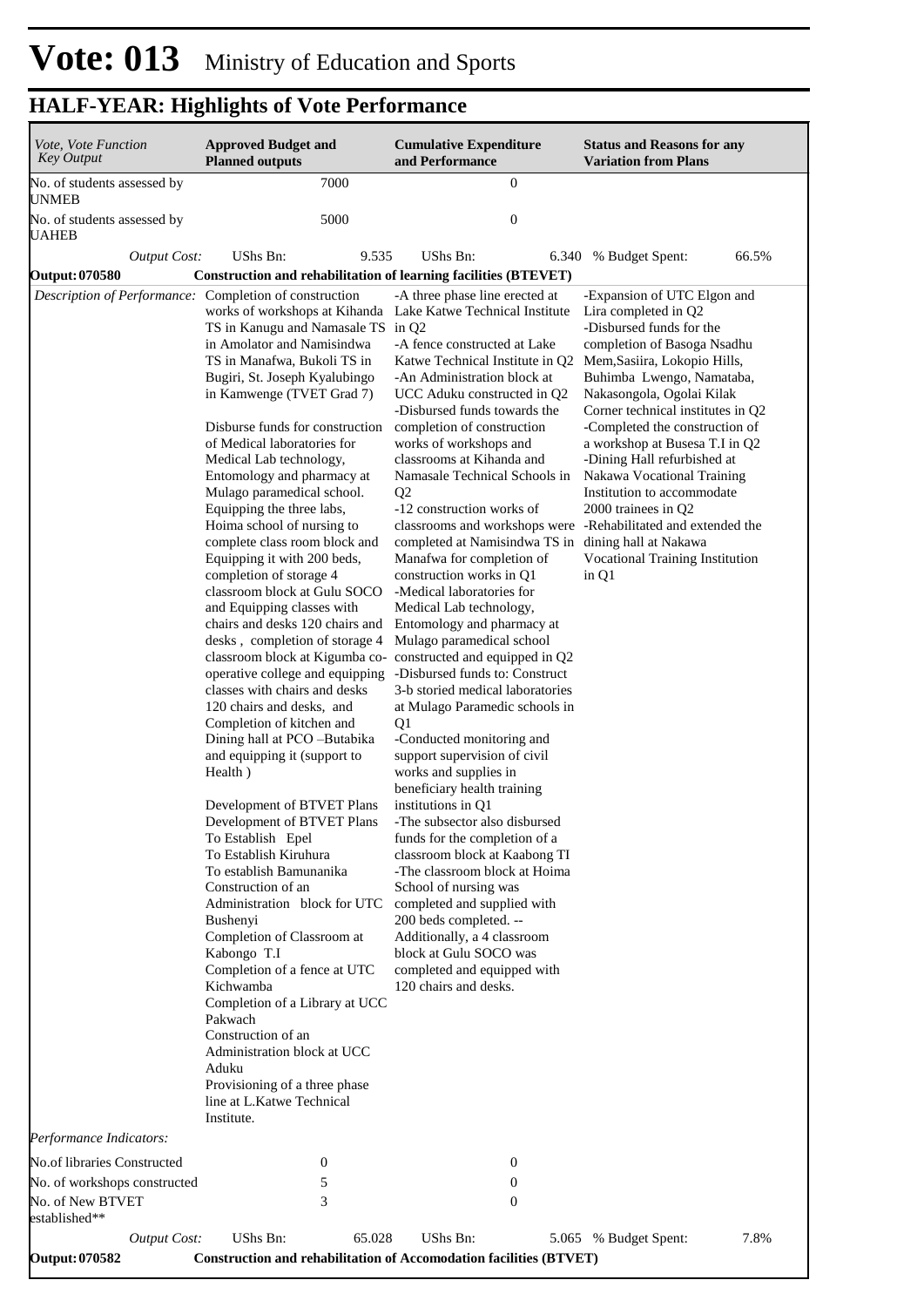# Vote: 013 Ministry of Education and Sports

## HALF-YEAR: Highlights of Vote Performance

| *Vote, Vote Function Key Output* | **Approved Budget and Planned outputs** | **Cumulative Expenditure and Performance** | **Status and Reasons for any Variation from Plans** |
|---|---|---|---|
| No. of students assessed by UNMEB | 7000 | 0 | |
| No. of students assessed by UAHEB | 5000 | 0 | |
| *Output Cost:* | UShs Bn: 9.535 | UShs Bn: 6.340 | % Budget Spent: 66.5% |
| **Output: 070580** | **Construction and rehabilitation of learning facilities (BTEVET)** | | |
| *Description of Performance:* | Completion of construction works of workshops at Kihanda TS in Kanugu and Namasale TS in Amolator and Namisindwa TS in Manafwa, Bukoli TS in Bugiri, St. Joseph Kyalubingo in Kamwenge (TVET Grad 7)<br><br>Disburse funds for construction of Medical laboratories for Medical Lab technology, Entomology and pharmacy at Mulago paramedical school. Equipping the three labs, Hoima school of nursing to complete class room block and Equipping it with 200 beds, completion of storage 4 classroom block at Gulu SOCO and Equipping classes with chairs and desks 120 chairs and desks , completion of storage 4 classroom block at Kigumba co-operative college and equipping classes with chairs and desks 120 chairs and desks, and Completion of kitchen and Dining hall at PCO –Butabika and equipping it (support to Health )<br><br>Development of BTVET Plans<br>Development of BTVET Plans<br>To Establish Epel<br>To Establish Kiruhura<br>To establish Bamunanika<br>Construction of an Administration block for UTC Bushenyi<br>Completion of Classroom at Kabongo T.I<br>Completion of a fence at UTC Kichwamba<br>Completion of a Library at UCC Pakwach<br>Construction of an Administration block at UCC Aduku<br>Provisioning of a three phase line at L.Katwe Technical Institute. | -A three phase line erected at Lake Katwe Technical Institute in Q2<br>-A fence constructed at Lake Katwe Technical Institute in Q2<br>-An Administration block at UCC Aduku constructed in Q2<br>-Disbursed funds towards the completion of construction works of workshops and classrooms at Kihanda and Namasale Technical Schools in Q2<br>-12 construction works of classrooms and workshops were completed at Namisindwa TS in Manafwa for completion of construction works in Q1<br>-Medical laboratories for Medical Lab technology, Entomology and pharmacy at Mulago paramedical school constructed and equipped in Q2<br>-Disbursed funds to: Construct 3-b storied medical laboratories at Mulago Paramedic schools in Q1<br>-Conducted monitoring and support supervision of civil works and supplies in beneficiary health training institutions in Q1<br>-The subsector also disbursed funds for the completion of a classroom block at Kaabong TI<br>-The classroom block at Hoima School of nursing was completed and supplied with 200 beds completed. --<br>Additionally, a 4 classroom block at Gulu SOCO was completed and equipped with 120 chairs and desks. | -Expansion of UTC Elgon and Lira completed in Q2<br>-Disbursed funds for the completion of Basoga Nsadhu Mem,Sasiira, Lokopio Hills, Buhimba Lwengo, Namataba, Nakasongola, Ogolai Kilak Corner technical institutes in Q2<br>-Completed the construction of a workshop at Busesa T.I in Q2<br>-Dining Hall refurbished at Nakawa Vocational Training Institution to accommodate 2000 trainees in Q2<br>-Rehabilitated and extended the dining hall at Nakawa Vocational Training Institution in Q1 |
| *Performance Indicators:* | | | |
| No.of libraries Constructed | 0 | 0 | |
| No. of workshops constructed | 5 | 0 | |
| No. of New BTVET established** | 3 | 0 | |
| *Output Cost:* | UShs Bn: 65.028 | UShs Bn: 5.065 | % Budget Spent: 7.8% |
| **Output: 070582** | **Construction and rehabilitation of Accomodation facilities (BTVET)** | | |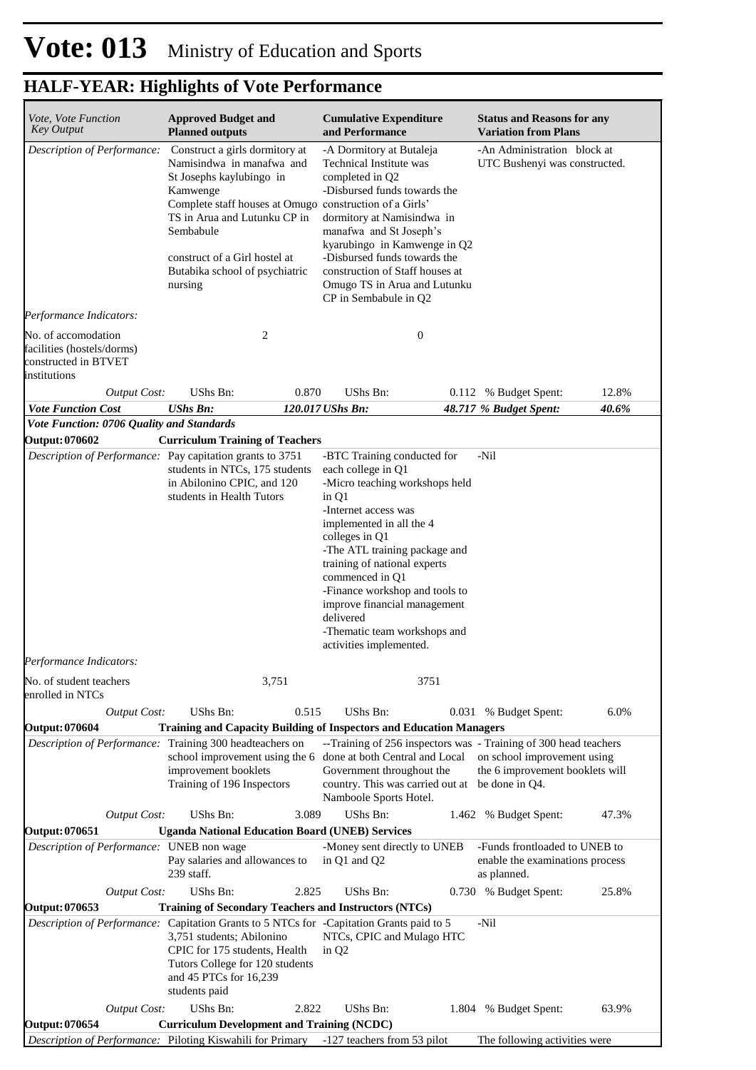# Vote: 013 Ministry of Education and Sports

## HALF-YEAR: Highlights of Vote Performance

| *Vote, Vote Function Key Output* | **Approved Budget and Planned outputs** | **Cumulative Expenditure and Performance** | **Status and Reasons for any Variation from Plans** |
|---|---|---|---|
| *Description of Performance:* | Construct a girls dormitory at Namisindwa in manafwa and St Josephs kaylubingo in Kamwenge<br>Complete staff houses at Omugo TS in Arua and Lutunku CP in Sembabule<br><br>construct of a Girl hostel at Butabika school of psychiatric nursing | -A Dormitory at Butaleja Technical Institute was completed in Q2<br>-Disbursed funds towards the construction of a Girls' dormitory at Namisindwa in manafwa and St Joseph's kyarubingo in Kamwenge in Q2<br>-Disbursed funds towards the construction of Staff houses at Omugo TS in Arua and Lutunku CP in Sembabule in Q2 | -An Administration block at UTC Bushenyi was constructed. |
| *Performance Indicators:* | | | |
| No. of accomodation facilities (hostels/dorms) constructed in BTVET institutions | 2 | 0 | |
| *Output Cost:* | UShs Bn: 0.870 | UShs Bn: 0.112 | % Budget Spent: 12.8% |
| ***Vote Function Cost*** | ***UShs Bn: 120.017*** | ***UShs Bn: 48.717*** | ***% Budget Spent: 40.6%*** |
| ***Vote Function: 0706 Quality and Standards*** | | | |
| **Output: 070602** | **Curriculum Training of Teachers** | | |
| *Description of Performance:* | Pay capitation grants to 3751 students in NTCs, 175 students in Abilonino CPIC, and 120 students in Health Tutors | -BTC Training conducted for each college in Q1<br>-Micro teaching workshops held in Q1<br>-Internet access was implemented in all the 4 colleges in Q1<br>-The ATL training package and training of national experts commenced in Q1<br>-Finance workshop and tools to improve financial management delivered<br>-Thematic team workshops and activities implemented. | -Nil |
| *Performance Indicators:* | | | |
| No. of student teachers enrolled in NTCs | 3,751 | 3751 | |
| *Output Cost:* | UShs Bn: 0.515 | UShs Bn: 0.031 | % Budget Spent: 6.0% |
| **Output: 070604** | **Training and Capacity Building of Inspectors and Education Managers** | | |
| *Description of Performance:* | Training 300 headteachers on school improvement using the 6 improvement booklets<br>Training of 196 Inspectors | --Training of 256 inspectors was done at both Central and Local Government throughout the country. This was carried out at Namboole Sports Hotel. | - Training of 300 head teachers on school improvement using the 6 improvement booklets will be done in Q4. |
| *Output Cost:* | UShs Bn: 3.089 | UShs Bn: 1.462 | % Budget Spent: 47.3% |
| **Output: 070651** | **Uganda National Education Board (UNEB) Services** | | |
| *Description of Performance:* | UNEB non wage<br>Pay salaries and allowances to 239 staff. | -Money sent directly to UNEB in Q1 and Q2 | -Funds frontloaded to UNEB to enable the examinations process as planned. |
| *Output Cost:* | UShs Bn: 2.825 | UShs Bn: 0.730 | % Budget Spent: 25.8% |
| **Output: 070653** | **Training of Secondary Teachers and Instructors (NTCs)** | | |
| *Description of Performance:* | Capitation Grants to 5 NTCs for 3,751 students; Abilonino CPIC for 175 students, Health Tutors College for 120 students and 45 PTCs for 16,239 students paid | -Capitation Grants paid to 5 NTCs, CPIC and Mulago HTC in Q2 | -Nil |
| *Output Cost:* | UShs Bn: 2.822 | UShs Bn: 1.804 | % Budget Spent: 63.9% |
| **Output: 070654** | **Curriculum Development and Training (NCDC)** | | |
| *Description of Performance:* | Piloting Kiswahili for Primary | -127 teachers from 53 pilot | The following activities were |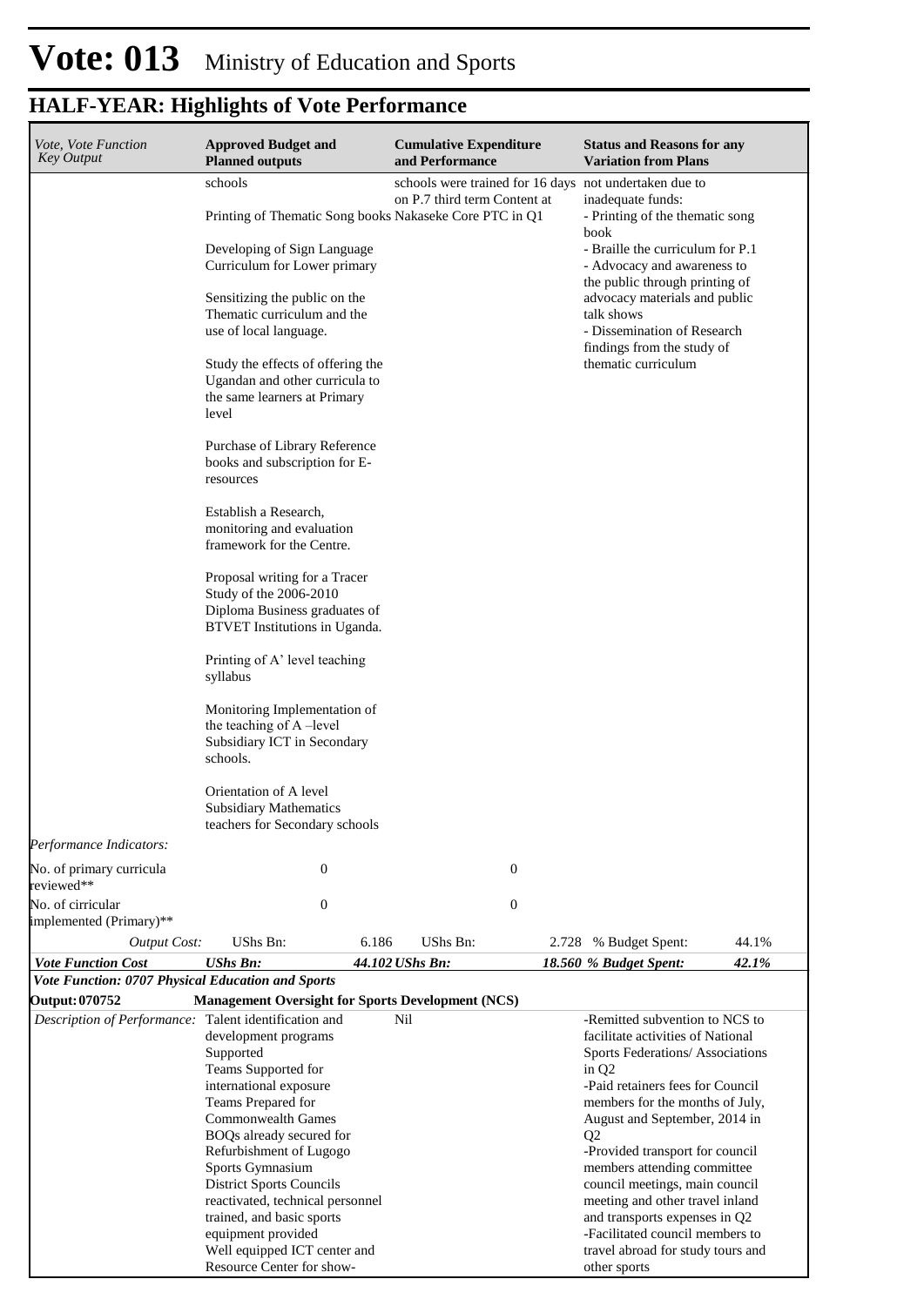# Vote: 013 Ministry of Education and Sports

## HALF-YEAR: Highlights of Vote Performance

| *Vote, Vote Function Key Output* | **Approved Budget and Planned outputs** | | **Cumulative Expenditure and Performance** | | **Status and Reasons for any Variation from Plans** | |
|---|---|---|---|---|---|---|
| | schools<br><br>Printing of Thematic Song books<br><br>Developing of Sign Language Curriculum for Lower primary<br><br>Sensitizing the public on the Thematic curriculum and the use of local language.<br><br>Study the effects of offering the Ugandan and other curricula to the same learners at Primary level<br><br>Purchase of Library Reference books and subscription for E-resources<br><br>Establish a Research, monitoring and evaluation framework for the Centre.<br><br>Proposal writing for a Tracer Study of the 2006-2010 Diploma Business graduates of BTVET Institutions in Uganda.<br><br>Printing of A' level teaching syllabus<br><br>Monitoring Implementation of the teaching of A –level Subsidiary ICT in Secondary schools.<br><br>Orientation of A level Subsidiary Mathematics teachers for Secondary schools | | schools were trained for 16 days on P.7 third term Content at Nakaseke Core PTC in Q1 | | not undertaken due to inadequate funds:<br>- Printing of the thematic song book<br>- Braille the curriculum for P.1<br>- Advocacy and awareness to the public through printing of advocacy materials and public talk shows<br>- Dissemination of Research findings from the study of thematic curriculum | |
| *Performance Indicators:* | | | | | | |
| No. of primary curricula reviewed** | | 0 | | 0 | | |
| No. of cirricular implemented (Primary)** | | 0 | | 0 | | |
| *Output Cost:* | UShs Bn: | 6.186 | UShs Bn: | 2.728 | % Budget Spent: | 44.1% |
| ***Vote Function Cost*** | ***UShs Bn:*** | ***44.102*** | ***UShs Bn:*** | ***18.560*** | ***% Budget Spent:*** | ***42.1%*** |
| ***Vote Function: 0707 Physical Education and Sports*** | | | | | | |
| **Output: 070752** | **Management Oversight for Sports Development (NCS)** | | | | | |
| *Description of Performance:* | Talent identification and development programs Supported<br>Teams Supported for international exposure<br>Teams Prepared for Commonwealth Games<br>BOQs already secured for Refurbishment of Lugogo Sports Gymnasium<br>District Sports Councils reactivated, technical personnel trained, and basic sports equipment provided<br>Well equipped ICT center and Resource Center for show- | | Nil | | -Remitted subvention to NCS to facilitate activities of National Sports Federations/ Associations in Q2<br>-Paid retainers fees for Council members for the months of July, August and September, 2014 in Q2<br>-Provided transport for council members attending committee council meetings, main council meeting and other travel inland and transports expenses in Q2<br>-Facilitated council members to travel abroad for study tours and other sports | |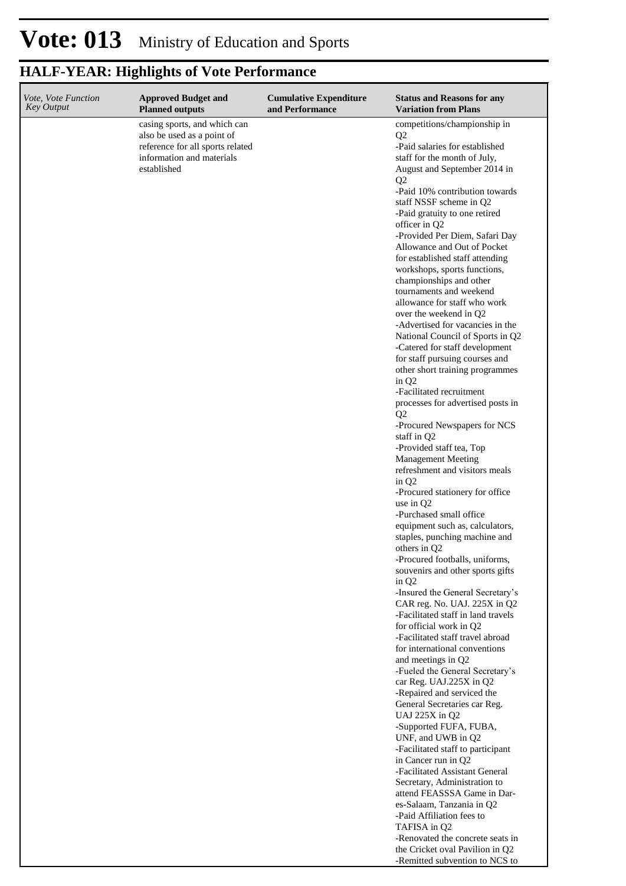# Vote: 013 Ministry of Education and Sports

## HALF-YEAR: Highlights of Vote Performance

| *Vote, Vote Function Key Output* | **Approved Budget and Planned outputs** | **Cumulative Expenditure and Performance** | **Status and Reasons for any Variation from Plans** |
|---|---|---|---|
| | casing sports, and which can also be used as a point of reference for all sports related information and materials established | | competitions/championship in Q2<br>-Paid salaries for established staff for the month of July, August and September 2014 in Q2<br>-Paid 10% contribution towards staff NSSF scheme in Q2<br>-Paid gratuity to one retired officer in Q2<br>-Provided Per Diem, Safari Day Allowance and Out of Pocket for established staff attending workshops, sports functions, championships and other tournaments and weekend allowance for staff who work over the weekend in Q2<br>-Advertised for vacancies in the National Council of Sports in Q2<br>-Catered for staff development for staff pursuing courses and other short training programmes in Q2<br>-Facilitated recruitment processes for advertised posts in Q2<br>-Procured Newspapers for NCS staff in Q2<br>-Provided staff tea, Top Management Meeting refreshment and visitors meals in Q2<br>-Procured stationery for office use in Q2<br>-Purchased small office equipment such as, calculators, staples, punching machine and others in Q2<br>-Procured footballs, uniforms, souvenirs and other sports gifts in Q2<br>-Insured the General Secretary's CAR reg. No. UAJ. 225X in Q2<br>-Facilitated staff in land travels for official work in Q2<br>-Facilitated staff travel abroad for international conventions and meetings in Q2<br>-Fueled the General Secretary's car Reg. UAJ.225X in Q2<br>-Repaired and serviced the General Secretaries car Reg. UAJ 225X in Q2<br>-Supported FUFA, FUBA, UNF, and UWB in Q2<br>-Facilitated staff to participant in Cancer run in Q2<br>-Facilitated Assistant General Secretary, Administration to attend FEASSSA Game in Dar-es-Salaam, Tanzania in Q2<br>-Paid Affiliation fees to TAFISA in Q2<br>-Renovated the concrete seats in the Cricket oval Pavilion in Q2<br>-Remitted subvention to NCS to |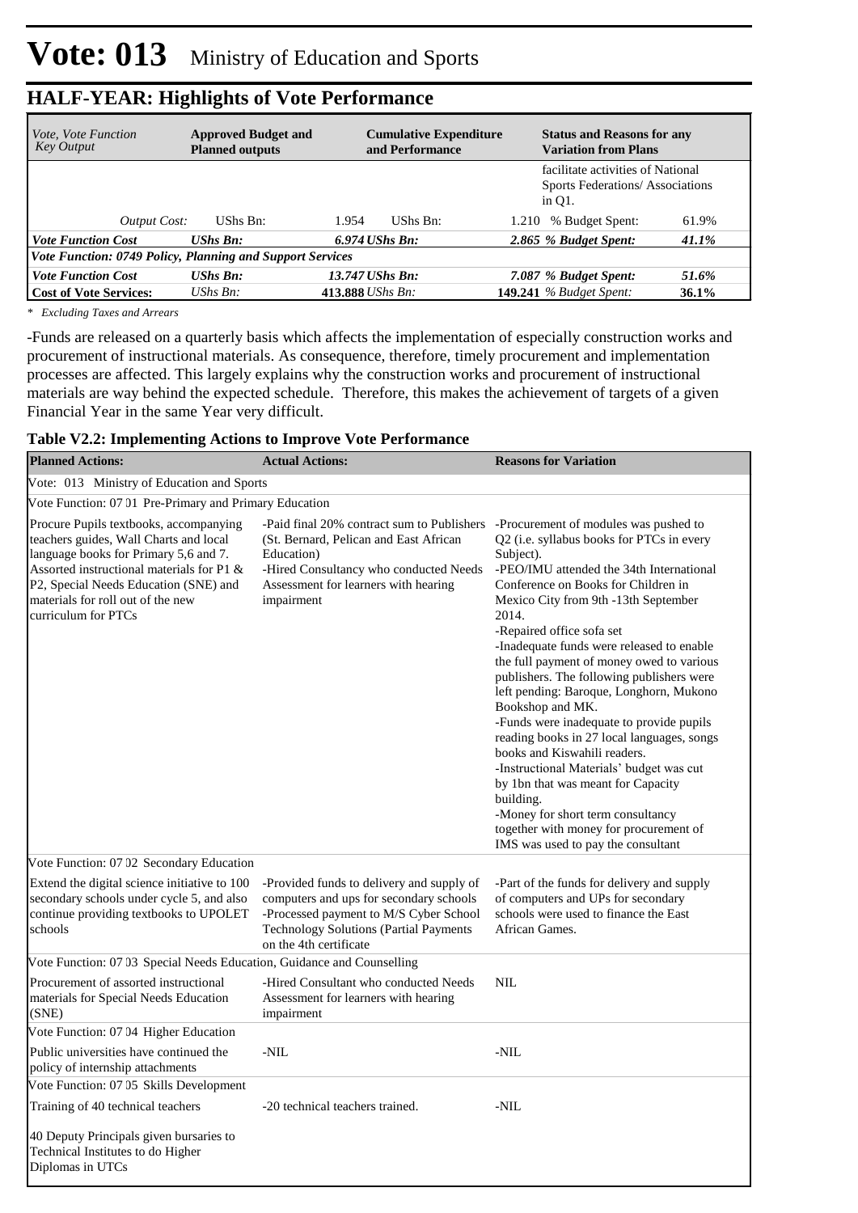# Vote: 013 Ministry of Education and Sports

## HALF-YEAR: Highlights of Vote Performance

| *Vote, Vote Function Key Output* | **Approved Budget and Planned outputs** | | **Cumulative Expenditure and Performance** | | **Status and Reasons for any Variation from Plans** | |
|---|---|---|---|---|---|---|
| | | | | | facilitate activities of National Sports Federations/ Associations in Q1. | |
| *Output Cost:* | UShs Bn: | 1.954 | UShs Bn: | 1.210 | % Budget Spent: | 61.9% |
| ***Vote Function Cost*** | ***UShs Bn:*** | ***6.974*** | ***UShs Bn:*** | ***2.865*** | ***% Budget Spent:*** | ***41.1%*** |
| ***Vote Function: 0749 Policy, Planning and Support Services*** | | | | | | |
| ***Vote Function Cost*** | ***UShs Bn:*** | ***13.747*** | ***UShs Bn:*** | ***7.087*** | ***% Budget Spent:*** | ***51.6%*** |
| **Cost of Vote Services:** | *UShs Bn:* | **413.888** | *UShs Bn:* | **149.241** | *% Budget Spent:* | **36.1%** |

*\* Excluding Taxes and Arrears*

-Funds are released on a quarterly basis which affects the implementation of especially construction works and procurement of instructional materials. As consequence, therefore, timely procurement and implementation processes are affected. This largely explains why the construction works and procurement of instructional materials are way behind the expected schedule. Therefore, this makes the achievement of targets of a given Financial Year in the same Year very difficult.

**Table V2.2: Implementing Actions to Improve Vote Performance**

| **Planned Actions:** | **Actual Actions:** | **Reasons for Variation** |
|---|---|---|
| Vote: 013 Ministry of Education and Sports | | |
| Vote Function: 07 01 Pre-Primary and Primary Education | | |
| Procure Pupils textbooks, accompanying teachers guides, Wall Charts and local language books for Primary 5,6 and 7. Assorted instructional materials for P1 & P2, Special Needs Education (SNE) and materials for roll out of the new curriculum for PTCs | -Paid final 20% contract sum to Publishers (St. Bernard, Pelican and East African Education)<br>-Hired Consultancy who conducted Needs Assessment for learners with hearing impairment | -Procurement of modules was pushed to Q2 (i.e. syllabus books for PTCs in every Subject).<br>-PEO/IMU attended the 34th International Conference on Books for Children in Mexico City from 9th -13th September 2014.<br>-Repaired office sofa set<br>-Inadequate funds were released to enable the full payment of money owed to various publishers. The following publishers were left pending: Baroque, Longhorn, Mukono Bookshop and MK.<br>-Funds were inadequate to provide pupils reading books in 27 local languages, songs books and Kiswahili readers.<br>-Instructional Materials' budget was cut by 1bn that was meant for Capacity building.<br>-Money for short term consultancy together with money for procurement of IMS was used to pay the consultant |
| Vote Function: 07 02 Secondary Education | | |
| Extend the digital science initiative to 100 secondary schools under cycle 5, and also continue providing textbooks to UPOLET schools | -Provided funds to delivery and supply of computers and ups for secondary schools<br>-Processed payment to M/S Cyber School Technology Solutions (Partial Payments on the 4th certificate | -Part of the funds for delivery and supply of computers and UPs for secondary schools were used to finance the East African Games. |
| Vote Function: 07 03 Special Needs Education, Guidance and Counselling | | |
| Procurement of assorted instructional materials for Special Needs Education (SNE) | -Hired Consultant who conducted Needs Assessment for learners with hearing impairment | NIL |
| Vote Function: 07 04 Higher Education | | |
| Public universities have continued the policy of internship attachments | -NIL | -NIL |
| Vote Function: 07 05 Skills Development | | |
| Training of 40 technical teachers<br><br>40 Deputy Principals given bursaries to Technical Institutes to do Higher Diplomas in UTCs | -20 technical teachers trained. | -NIL |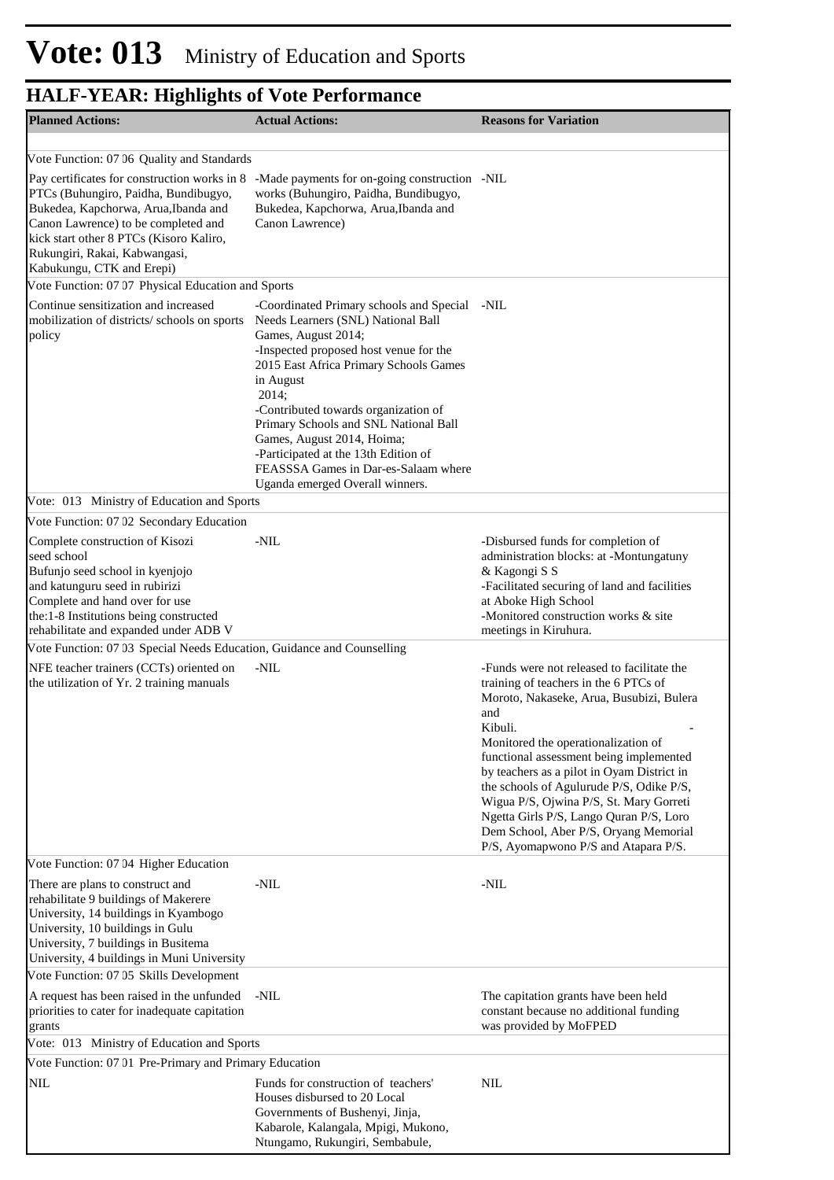# Vote: 013 Ministry of Education and Sports

## HALF-YEAR: Highlights of Vote Performance

| Planned Actions: | Actual Actions: | Reasons for Variation |
|---|---|---|
| Vote Function: 07 06 Quality and Standards | | |
| Pay certificates for construction works in 8 PTCs (Buhungiro, Paidha, Bundibugyo, Bukedea, Kapchorwa, Arua,Ibanda and Canon Lawrence) to be completed and kick start other 8 PTCs (Kisoro Kaliro, Rukungiri, Rakai, Kabwangasi, Kabukungu, CTK and Erepi) | -Made payments for on-going construction works (Buhungiro, Paidha, Bundibugyo, Bukedea, Kapchorwa, Arua,Ibanda and Canon Lawrence) | -NIL |
| Vote Function: 07 07 Physical Education and Sports | | |
| Continue sensitization and increased mobilization of districts/ schools on sports policy | -Coordinated Primary schools and Special Needs Learners (SNL) National Ball Games, August 2014;<br>-Inspected proposed host venue for the 2015 East Africa Primary Schools Games in August 2014;<br>-Contributed towards organization of Primary Schools and SNL National Ball Games, August 2014, Hoima;<br>-Participated at the 13th Edition of FEASSSA Games in Dar-es-Salaam where Uganda emerged Overall winners. | -NIL |
| Vote: 013 Ministry of Education and Sports | | |
| Vote Function: 07 02 Secondary Education | | |
| Complete construction of Kisozi seed school<br>Bufunjo seed school in kyenjojo and katunguru seed in rubirizi<br>Complete and hand over for use the:1-8 Institutions being constructed rehabilitate and expanded under ADB V | -NIL | -Disbursed funds for completion of administration blocks: at -Montungatuny & Kagongi S S<br>-Facilitated securing of land and facilities at Aboke High School<br>-Monitored construction works & site meetings in Kiruhura. |
| Vote Function: 07 03 Special Needs Education, Guidance and Counselling | | |
| NFE teacher trainers (CCTs) oriented on the utilization of Yr. 2 training manuals | -NIL | -Funds were not released to facilitate the training of teachers in the 6 PTCs of Moroto, Nakaseke, Arua, Busubizi, Bulera and Kibuli. -<br>Monitored the operationalization of functional assessment being implemented by teachers as a pilot in Oyam District in the schools of Agulurude P/S, Odike P/S, Wigua P/S, Ojwina P/S, St. Mary Gorreti Ngetta Girls P/S, Lango Quran P/S, Loro Dem School, Aber P/S, Oryang Memorial P/S, Ayomapwono P/S and Atapara P/S. |
| Vote Function: 07 04 Higher Education | | |
| There are plans to construct and rehabilitate 9 buildings of Makerere University, 14 buildings in Kyambogo University, 10 buildings in Gulu University, 7 buildings in Busitema University, 4 buildings in Muni University | -NIL | -NIL |
| Vote Function: 07 05 Skills Development | | |
| A request has been raised in the unfunded priorities to cater for inadequate capitation grants | -NIL | The capitation grants have been held constant because no additional funding was provided by MoFPED |
| Vote: 013 Ministry of Education and Sports | | |
| Vote Function: 07 01 Pre-Primary and Primary Education | | |
| NIL | Funds for construction of teachers' Houses disbursed to 20 Local Governments of Bushenyi, Jinja, Kabarole, Kalangala, Mpigi, Mukono, Ntungamo, Rukungiri, Sembabule, | NIL |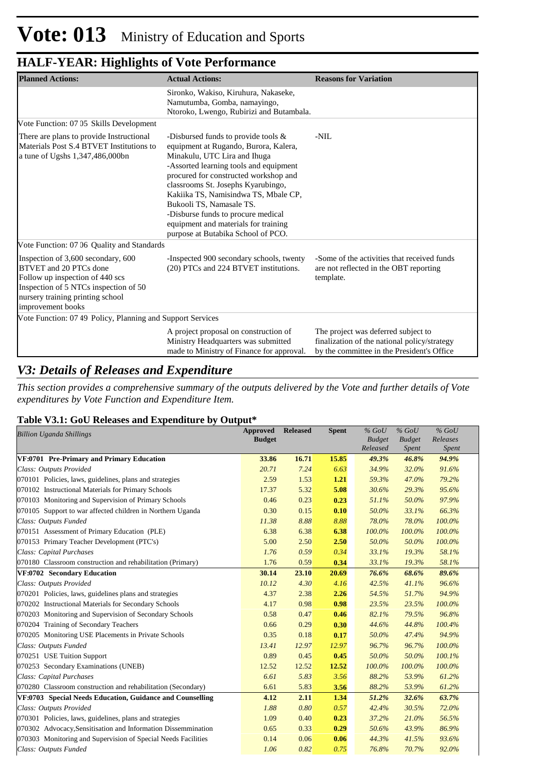# Vote: 013 Ministry of Education and Sports

## HALF-YEAR: Highlights of Vote Performance

| Planned Actions: | Actual Actions: | Reasons for Variation |
|---|---|---|
| | Sironko, Wakiso, Kiruhura, Nakaseke, Namutumba, Gomba, namayingo, Ntoroko, Lwengo, Rubirizi and Butambala. | |
| Vote Function: 07 05 Skills Development | | |
| There are plans to provide Instructional Materials Post S.4 BTVET Institutions to a tune of Ugshs 1,347,486,000bn | -Disbursed funds to provide tools & equipment at Rugando, Burora, Kalera, Minakulu, UTC Lira and Ihuga<br>-Assorted learning tools and equipment procured for constructed workshop and classrooms St. Josephs Kyarubingo, Kakiika TS, Namisindwa TS, Mbale CP, Bukooli TS, Namasale TS.<br>-Disburse funds to procure medical equipment and materials for training purpose at Butabika School of PCO. | -NIL |
| Vote Function: 07 06 Quality and Standards | | |
| Inspection of 3,600 secondary, 600 BTVET and 20 PTCs done<br>Follow up inspection of 440 scs<br>Inspection of 5 NTCs inspection of 50 nursery training printing school improvement books | -Inspected 900 secondary schools, twenty (20) PTCs and 224 BTVET institutions. | -Some of the activities that received funds are not reflected in the OBT reporting template. |
| Vote Function: 07 49 Policy, Planning and Support Services | | |
| | A project proposal on construction of Ministry Headquarters was submitted made to Ministry of Finance for approval. | The project was deferred subject to finalization of the national policy/strategy by the committee in the President's Office |

## *V3: Details of Releases and Expenditure*

*This section provides a comprehensive summary of the outputs delivered by the Vote and further details of Vote expenditures by Vote Function and Expenditure Item.*

### Table V3.1: GoU Releases and Expenditure by Output*

| *Billion Uganda Shillings* | Approved Budget | Released | Spent | *% GoU Budget Released* | *% GoU Budget Spent* | *% GoU Releases Spent* |
|---|---|---|---|---|---|---|
| **VF:0701 Pre-Primary and Primary Education** | **33.86** | **16.71** | **15.85** | ***49.3%*** | ***46.8%*** | ***94.9%*** |
| *Class: Outputs Provided* | *20.71* | *7.24* | *6.63* | *34.9%* | *32.0%* | *91.6%* |
| 070101 Policies, laws, guidelines, plans and strategies | 2.59 | 1.53 | **1.21** | *59.3%* | *47.0%* | *79.2%* |
| 070102 Instructional Materials for Primary Schools | 17.37 | 5.32 | **5.08** | *30.6%* | *29.3%* | *95.6%* |
| 070103 Monitoring and Supervision of Primary Schools | 0.46 | 0.23 | **0.23** | *51.1%* | *50.0%* | *97.9%* |
| 070105 Support to war affected children in Northern Uganda | 0.30 | 0.15 | **0.10** | *50.0%* | *33.1%* | *66.3%* |
| *Class: Outputs Funded* | *11.38* | *8.88* | *8.88* | *78.0%* | *78.0%* | *100.0%* |
| 070151 Assessment of Primary Education (PLE) | 6.38 | 6.38 | **6.38** | *100.0%* | *100.0%* | *100.0%* |
| 070153 Primary Teacher Development (PTC's) | 5.00 | 2.50 | **2.50** | *50.0%* | *50.0%* | *100.0%* |
| *Class: Capital Purchases* | *1.76* | *0.59* | *0.34* | *33.1%* | *19.3%* | *58.1%* |
| 070180 Classroom construction and rehabilitation (Primary) | 1.76 | 0.59 | **0.34** | *33.1%* | *19.3%* | *58.1%* |
| **VF:0702 Secondary Education** | **30.14** | **23.10** | **20.69** | ***76.6%*** | ***68.6%*** | ***89.6%*** |
| *Class: Outputs Provided* | *10.12* | *4.30* | *4.16* | *42.5%* | *41.1%* | *96.6%* |
| 070201 Policies, laws, guidelines plans and strategies | 4.37 | 2.38 | **2.26** | *54.5%* | *51.7%* | *94.9%* |
| 070202 Instructional Materials for Secondary Schools | 4.17 | 0.98 | **0.98** | *23.5%* | *23.5%* | *100.0%* |
| 070203 Monitoring and Supervision of Secondary Schools | 0.58 | 0.47 | **0.46** | *82.1%* | *79.5%* | *96.8%* |
| 070204 Training of Secondary Teachers | 0.66 | 0.29 | **0.30** | *44.6%* | *44.8%* | *100.4%* |
| 070205 Monitoring USE Placements in Private Schools | 0.35 | 0.18 | **0.17** | *50.0%* | *47.4%* | *94.9%* |
| *Class: Outputs Funded* | *13.41* | *12.97* | *12.97* | *96.7%* | *96.7%* | *100.0%* |
| 070251 USE Tuition Support | 0.89 | 0.45 | **0.45** | *50.0%* | *50.0%* | *100.1%* |
| 070253 Secondary Examinations (UNEB) | 12.52 | 12.52 | **12.52** | *100.0%* | *100.0%* | *100.0%* |
| *Class: Capital Purchases* | *6.61* | *5.83* | *3.56* | *88.2%* | *53.9%* | *61.2%* |
| 070280 Classroom construction and rehabilitation (Secondary) | 6.61 | 5.83 | **3.56** | *88.2%* | *53.9%* | *61.2%* |
| **VF:0703 Special Needs Education, Guidance and Counselling** | **4.12** | **2.11** | **1.34** | ***51.2%*** | ***32.6%*** | ***63.7%*** |
| *Class: Outputs Provided* | *1.88* | *0.80* | *0.57* | *42.4%* | *30.5%* | *72.0%* |
| 070301 Policies, laws, guidelines, plans and strategies | 1.09 | 0.40 | **0.23** | *37.2%* | *21.0%* | *56.5%* |
| 070302 Advocacy,Sensitisation and Information Dissemination | 0.65 | 0.33 | **0.29** | *50.6%* | *43.9%* | *86.9%* |
| 070303 Monitoring and Supervision of Special Needs Facilities | 0.14 | 0.06 | **0.06** | *44.3%* | *41.5%* | *93.6%* |
| *Class: Outputs Funded* | *1.06* | *0.82* | *0.75* | *76.8%* | *70.7%* | *92.0%* |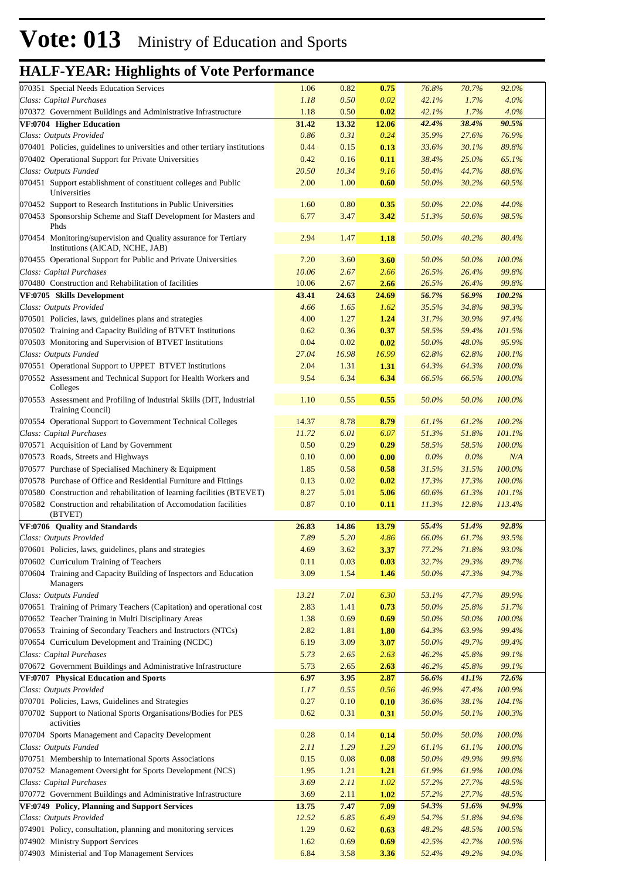# Vote: 013 Ministry of Education and Sports

## HALF-YEAR: Highlights of Vote Performance

| | | | | | | |
|---|---|---|---|---|---|---|
| 070351 Special Needs Education Services | 1.06 | 0.82 | **0.75** | *76.8%* | *70.7%* | *92.0%* |
| *Class: Capital Purchases* | *1.18* | *0.50* | *0.02* | *42.1%* | *1.7%* | *4.0%* |
| 070372 Government Buildings and Administrative Infrastructure | 1.18 | 0.50 | **0.02** | *42.1%* | *1.7%* | *4.0%* |
| **VF:0704 Higher Education** | **31.42** | **13.32** | **12.06** | ***42.4%*** | ***38.4%*** | ***90.5%*** |
| *Class: Outputs Provided* | *0.86* | *0.31* | *0.24* | *35.9%* | *27.6%* | *76.9%* |
| 070401 Policies, guidelines to universities and other tertiary institutions | 0.44 | 0.15 | **0.13** | *33.6%* | *30.1%* | *89.8%* |
| 070402 Operational Support for Private Universities | 0.42 | 0.16 | **0.11** | *38.4%* | *25.0%* | *65.1%* |
| *Class: Outputs Funded* | *20.50* | *10.34* | *9.16* | *50.4%* | *44.7%* | *88.6%* |
| 070451 Support establishment of constituent colleges and Public Universities | 2.00 | 1.00 | **0.60** | *50.0%* | *30.2%* | *60.5%* |
| 070452 Support to Research Institutions in Public Universities | 1.60 | 0.80 | **0.35** | *50.0%* | *22.0%* | *44.0%* |
| 070453 Sponsorship Scheme and Staff Development for Masters and Phds | 6.77 | 3.47 | **3.42** | *51.3%* | *50.6%* | *98.5%* |
| 070454 Monitoring/supervision and Quality assurance for Tertiary Institutions (AICAD, NCHE, JAB) | 2.94 | 1.47 | **1.18** | *50.0%* | *40.2%* | *80.4%* |
| 070455 Operational Support for Public and Private Universities | 7.20 | 3.60 | **3.60** | *50.0%* | *50.0%* | *100.0%* |
| *Class: Capital Purchases* | *10.06* | *2.67* | *2.66* | *26.5%* | *26.4%* | *99.8%* |
| 070480 Construction and Rehabilitation of facilities | 10.06 | 2.67 | **2.66** | *26.5%* | *26.4%* | *99.8%* |
| **VF:0705 Skills Development** | **43.41** | **24.63** | **24.69** | ***56.7%*** | ***56.9%*** | ***100.2%*** |
| *Class: Outputs Provided* | *4.66* | *1.65* | *1.62* | *35.5%* | *34.8%* | *98.3%* |
| 070501 Policies, laws, guidelines plans and strategies | 4.00 | 1.27 | **1.24** | *31.7%* | *30.9%* | *97.4%* |
| 070502 Training and Capacity Building of BTVET Institutions | 0.62 | 0.36 | **0.37** | *58.5%* | *59.4%* | *101.5%* |
| 070503 Monitoring and Supervision of BTVET Institutions | 0.04 | 0.02 | **0.02** | *50.0%* | *48.0%* | *95.9%* |
| *Class: Outputs Funded* | *27.04* | *16.98* | *16.99* | *62.8%* | *62.8%* | *100.1%* |
| 070551 Operational Support to UPPET BTVET Institutions | 2.04 | 1.31 | **1.31** | *64.3%* | *64.3%* | *100.0%* |
| 070552 Assessment and Technical Support for Health Workers and Colleges | 9.54 | 6.34 | **6.34** | *66.5%* | *66.5%* | *100.0%* |
| 070553 Assessment and Profiling of Industrial Skills (DIT, Industrial Training Council) | 1.10 | 0.55 | **0.55** | *50.0%* | *50.0%* | *100.0%* |
| 070554 Operational Support to Government Technical Colleges | 14.37 | 8.78 | **8.79** | *61.1%* | *61.2%* | *100.2%* |
| *Class: Capital Purchases* | *11.72* | *6.01* | *6.07* | *51.3%* | *51.8%* | *101.1%* |
| 070571 Acquisition of Land by Government | 0.50 | 0.29 | **0.29** | *58.5%* | *58.5%* | *100.0%* |
| 070573 Roads, Streets and Highways | 0.10 | 0.00 | **0.00** | *0.0%* | *0.0%* | *N/A* |
| 070577 Purchase of Specialised Machinery & Equipment | 1.85 | 0.58 | **0.58** | *31.5%* | *31.5%* | *100.0%* |
| 070578 Purchase of Office and Residential Furniture and Fittings | 0.13 | 0.02 | **0.02** | *17.3%* | *17.3%* | *100.0%* |
| 070580 Construction and rehabilitation of learning facilities (BTEVET) | 8.27 | 5.01 | **5.06** | *60.6%* | *61.3%* | *101.1%* |
| 070582 Construction and rehabilitation of Accomodation facilities (BTVET) | 0.87 | 0.10 | **0.11** | *11.3%* | *12.8%* | *113.4%* |
| **VF:0706 Quality and Standards** | **26.83** | **14.86** | **13.79** | ***55.4%*** | ***51.4%*** | ***92.8%*** |
| *Class: Outputs Provided* | *7.89* | *5.20* | *4.86* | *66.0%* | *61.7%* | *93.5%* |
| 070601 Policies, laws, guidelines, plans and strategies | 4.69 | 3.62 | **3.37** | *77.2%* | *71.8%* | *93.0%* |
| 070602 Curriculum Training of Teachers | 0.11 | 0.03 | **0.03** | *32.7%* | *29.3%* | *89.7%* |
| 070604 Training and Capacity Building of Inspectors and Education Managers | 3.09 | 1.54 | **1.46** | *50.0%* | *47.3%* | *94.7%* |
| *Class: Outputs Funded* | *13.21* | *7.01* | *6.30* | *53.1%* | *47.7%* | *89.9%* |
| 070651 Training of Primary Teachers (Capitation) and operational cost | 2.83 | 1.41 | **0.73** | *50.0%* | *25.8%* | *51.7%* |
| 070652 Teacher Training in Multi Disciplinary Areas | 1.38 | 0.69 | **0.69** | *50.0%* | *50.0%* | *100.0%* |
| 070653 Training of Secondary Teachers and Instructors (NTCs) | 2.82 | 1.81 | **1.80** | *64.3%* | *63.9%* | *99.4%* |
| 070654 Curriculum Development and Training (NCDC) | 6.19 | 3.09 | **3.07** | *50.0%* | *49.7%* | *99.4%* |
| *Class: Capital Purchases* | *5.73* | *2.65* | *2.63* | *46.2%* | *45.8%* | *99.1%* |
| 070672 Government Buildings and Administrative Infrastructure | 5.73 | 2.65 | **2.63** | *46.2%* | *45.8%* | *99.1%* |
| **VF:0707 Physical Education and Sports** | **6.97** | **3.95** | **2.87** | ***56.6%*** | ***41.1%*** | ***72.6%*** |
| *Class: Outputs Provided* | *1.17* | *0.55* | *0.56* | *46.9%* | *47.4%* | *100.9%* |
| 070701 Policies, Laws, Guidelines and Strategies | 0.27 | 0.10 | **0.10** | *36.6%* | *38.1%* | *104.1%* |
| 070702 Support to National Sports Organisations/Bodies for PES activities | 0.62 | 0.31 | **0.31** | *50.0%* | *50.1%* | *100.3%* |
| 070704 Sports Management and Capacity Development | 0.28 | 0.14 | **0.14** | *50.0%* | *50.0%* | *100.0%* |
| *Class: Outputs Funded* | *2.11* | *1.29* | *1.29* | *61.1%* | *61.1%* | *100.0%* |
| 070751 Membership to International Sports Associations | 0.15 | 0.08 | **0.08** | *50.0%* | *49.9%* | *99.8%* |
| 070752 Management Oversight for Sports Development (NCS) | 1.95 | 1.21 | **1.21** | *61.9%* | *61.9%* | *100.0%* |
| *Class: Capital Purchases* | *3.69* | *2.11* | *1.02* | *57.2%* | *27.7%* | *48.5%* |
| 070772 Government Buildings and Administrative Infrastructure | 3.69 | 2.11 | **1.02** | *57.2%* | *27.7%* | *48.5%* |
| **VF:0749 Policy, Planning and Support Services** | **13.75** | **7.47** | **7.09** | ***54.3%*** | ***51.6%*** | ***94.9%*** |
| *Class: Outputs Provided* | *12.52* | *6.85* | *6.49* | *54.7%* | *51.8%* | *94.6%* |
| 074901 Policy, consultation, planning and monitoring services | 1.29 | 0.62 | **0.63** | *48.2%* | *48.5%* | *100.5%* |
| 074902 Ministry Support Services | 1.62 | 0.69 | **0.69** | *42.5%* | *42.7%* | *100.5%* |
| 074903 Ministerial and Top Management Services | 6.84 | 3.58 | **3.36** | *52.4%* | *49.2%* | *94.0%* |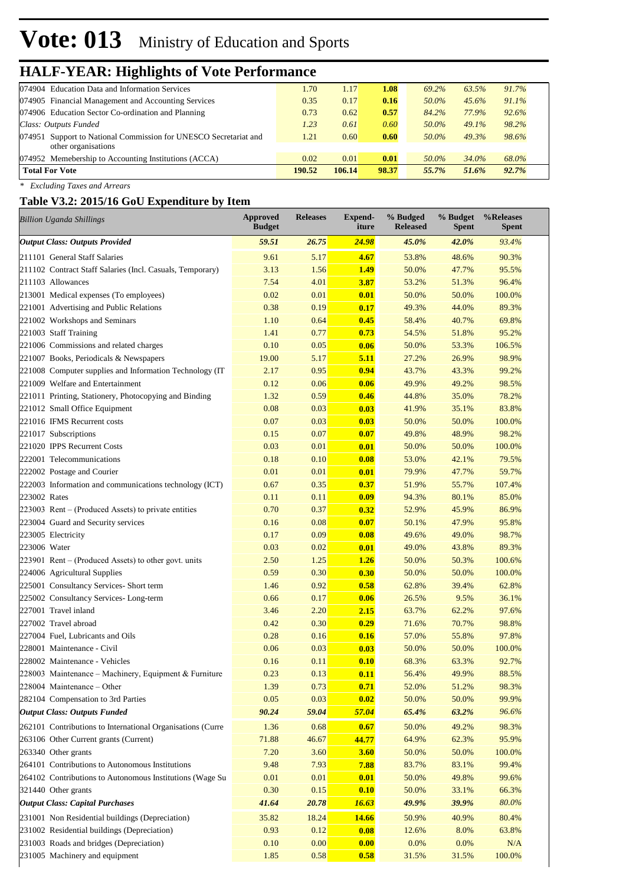# Vote: 013 Ministry of Education and Sports

## HALF-YEAR: Highlights of Vote Performance

| | | | | | | |
|---|---|---|---|---|---|---|
| 074904 Education Data and Information Services | 1.70 | 1.17 | **1.08** | *69.2%* | *63.5%* | *91.7%* |
| 074905 Financial Management and Accounting Services | 0.35 | 0.17 | **0.16** | *50.0%* | *45.6%* | *91.1%* |
| 074906 Education Sector Co-ordination and Planning | 0.73 | 0.62 | **0.57** | *84.2%* | *77.9%* | *92.6%* |
| *Class: Outputs Funded* | *1.23* | *0.61* | *0.60* | *50.0%* | *49.1%* | *98.2%* |
| 074951 Support to National Commission for UNESCO Secretariat and other organisations | 1.21 | 0.60 | **0.60** | *50.0%* | *49.3%* | *98.6%* |
| 074952 Memebership to Accounting Institutions (ACCA) | 0.02 | 0.01 | **0.01** | *50.0%* | *34.0%* | *68.0%* |
| **Total For Vote** | **190.52** | **106.14** | **98.37** | ***55.7%*** | ***51.6%*** | ***92.7%*** |

*\* Excluding Taxes and Arrears*

### Table V3.2: 2015/16 GoU Expenditure by Item

| *Billion Uganda Shillings* | Approved Budget | Releases | Expend-iture | % Budged Released | % Budget Spent | %Releases Spent |
|---|---|---|---|---|---|---|
| ***Output Class: Outputs Provided*** | ***59.51*** | ***26.75*** | ***24.98*** | *45.0%* | ***42.0%*** | *93.4%* |
| 211101 General Staff Salaries | 9.61 | 5.17 | **4.67** | 53.8% | 48.6% | 90.3% |
| 211102 Contract Staff Salaries (Incl. Casuals, Temporary) | 3.13 | 1.56 | **1.49** | 50.0% | 47.7% | 95.5% |
| 211103 Allowances | 7.54 | 4.01 | **3.87** | 53.2% | 51.3% | 96.4% |
| 213001 Medical expenses (To employees) | 0.02 | 0.01 | **0.01** | 50.0% | 50.0% | 100.0% |
| 221001 Advertising and Public Relations | 0.38 | 0.19 | **0.17** | 49.3% | 44.0% | 89.3% |
| 221002 Workshops and Seminars | 1.10 | 0.64 | **0.45** | 58.4% | 40.7% | 69.8% |
| 221003 Staff Training | 1.41 | 0.77 | **0.73** | 54.5% | 51.8% | 95.2% |
| 221006 Commissions and related charges | 0.10 | 0.05 | **0.06** | 50.0% | 53.3% | 106.5% |
| 221007 Books, Periodicals & Newspapers | 19.00 | 5.17 | **5.11** | 27.2% | 26.9% | 98.9% |
| 221008 Computer supplies and Information Technology (IT | 2.17 | 0.95 | **0.94** | 43.7% | 43.3% | 99.2% |
| 221009 Welfare and Entertainment | 0.12 | 0.06 | **0.06** | 49.9% | 49.2% | 98.5% |
| 221011 Printing, Stationery, Photocopying and Binding | 1.32 | 0.59 | **0.46** | 44.8% | 35.0% | 78.2% |
| 221012 Small Office Equipment | 0.08 | 0.03 | **0.03** | 41.9% | 35.1% | 83.8% |
| 221016 IFMS Recurrent costs | 0.07 | 0.03 | **0.03** | 50.0% | 50.0% | 100.0% |
| 221017 Subscriptions | 0.15 | 0.07 | **0.07** | 49.8% | 48.9% | 98.2% |
| 221020 IPPS Recurrent Costs | 0.03 | 0.01 | **0.01** | 50.0% | 50.0% | 100.0% |
| 222001 Telecommunications | 0.18 | 0.10 | **0.08** | 53.0% | 42.1% | 79.5% |
| 222002 Postage and Courier | 0.01 | 0.01 | **0.01** | 79.9% | 47.7% | 59.7% |
| 222003 Information and communications technology (ICT) | 0.67 | 0.35 | **0.37** | 51.9% | 55.7% | 107.4% |
| 223002 Rates | 0.11 | 0.11 | **0.09** | 94.3% | 80.1% | 85.0% |
| 223003 Rent – (Produced Assets) to private entities | 0.70 | 0.37 | **0.32** | 52.9% | 45.9% | 86.9% |
| 223004 Guard and Security services | 0.16 | 0.08 | **0.07** | 50.1% | 47.9% | 95.8% |
| 223005 Electricity | 0.17 | 0.09 | **0.08** | 49.6% | 49.0% | 98.7% |
| 223006 Water | 0.03 | 0.02 | **0.01** | 49.0% | 43.8% | 89.3% |
| 223901 Rent – (Produced Assets) to other govt. units | 2.50 | 1.25 | **1.26** | 50.0% | 50.3% | 100.6% |
| 224006 Agricultural Supplies | 0.59 | 0.30 | **0.30** | 50.0% | 50.0% | 100.0% |
| 225001 Consultancy Services- Short term | 1.46 | 0.92 | **0.58** | 62.8% | 39.4% | 62.8% |
| 225002 Consultancy Services- Long-term | 0.66 | 0.17 | **0.06** | 26.5% | 9.5% | 36.1% |
| 227001 Travel inland | 3.46 | 2.20 | **2.15** | 63.7% | 62.2% | 97.6% |
| 227002 Travel abroad | 0.42 | 0.30 | **0.29** | 71.6% | 70.7% | 98.8% |
| 227004 Fuel, Lubricants and Oils | 0.28 | 0.16 | **0.16** | 57.0% | 55.8% | 97.8% |
| 228001 Maintenance - Civil | 0.06 | 0.03 | **0.03** | 50.0% | 50.0% | 100.0% |
| 228002 Maintenance - Vehicles | 0.16 | 0.11 | **0.10** | 68.3% | 63.3% | 92.7% |
| 228003 Maintenance – Machinery, Equipment & Furniture | 0.23 | 0.13 | **0.11** | 56.4% | 49.9% | 88.5% |
| 228004 Maintenance – Other | 1.39 | 0.73 | **0.71** | 52.0% | 51.2% | 98.3% |
| 282104 Compensation to 3rd Parties | 0.05 | 0.03 | **0.02** | 50.0% | 50.0% | 99.9% |
| ***Output Class: Outputs Funded*** | ***90.24*** | ***59.04*** | ***57.04*** | ***65.4%*** | ***63.2%*** | *96.6%* |
| 262101 Contributions to International Organisations (Curre | 1.36 | 0.68 | **0.67** | 50.0% | 49.2% | 98.3% |
| 263106 Other Current grants (Current) | 71.88 | 46.67 | **44.77** | 64.9% | 62.3% | 95.9% |
| 263340 Other grants | 7.20 | 3.60 | **3.60** | 50.0% | 50.0% | 100.0% |
| 264101 Contributions to Autonomous Institutions | 9.48 | 7.93 | **7.88** | 83.7% | 83.1% | 99.4% |
| 264102 Contributions to Autonomous Institutions (Wage Su | 0.01 | 0.01 | **0.01** | 50.0% | 49.8% | 99.6% |
| 321440 Other grants | 0.30 | 0.15 | **0.10** | 50.0% | 33.1% | 66.3% |
| ***Output Class: Capital Purchases*** | ***41.64*** | ***20.78*** | ***16.63*** | ***49.9%*** | ***39.9%*** | *80.0%* |
| 231001 Non Residential buildings (Depreciation) | 35.82 | 18.24 | **14.66** | 50.9% | 40.9% | 80.4% |
| 231002 Residential buildings (Depreciation) | 0.93 | 0.12 | **0.08** | 12.6% | 8.0% | 63.8% |
| 231003 Roads and bridges (Depreciation) | 0.10 | 0.00 | **0.00** | 0.0% | 0.0% | N/A |
| 231005 Machinery and equipment | 1.85 | 0.58 | **0.58** | 31.5% | 31.5% | 100.0% |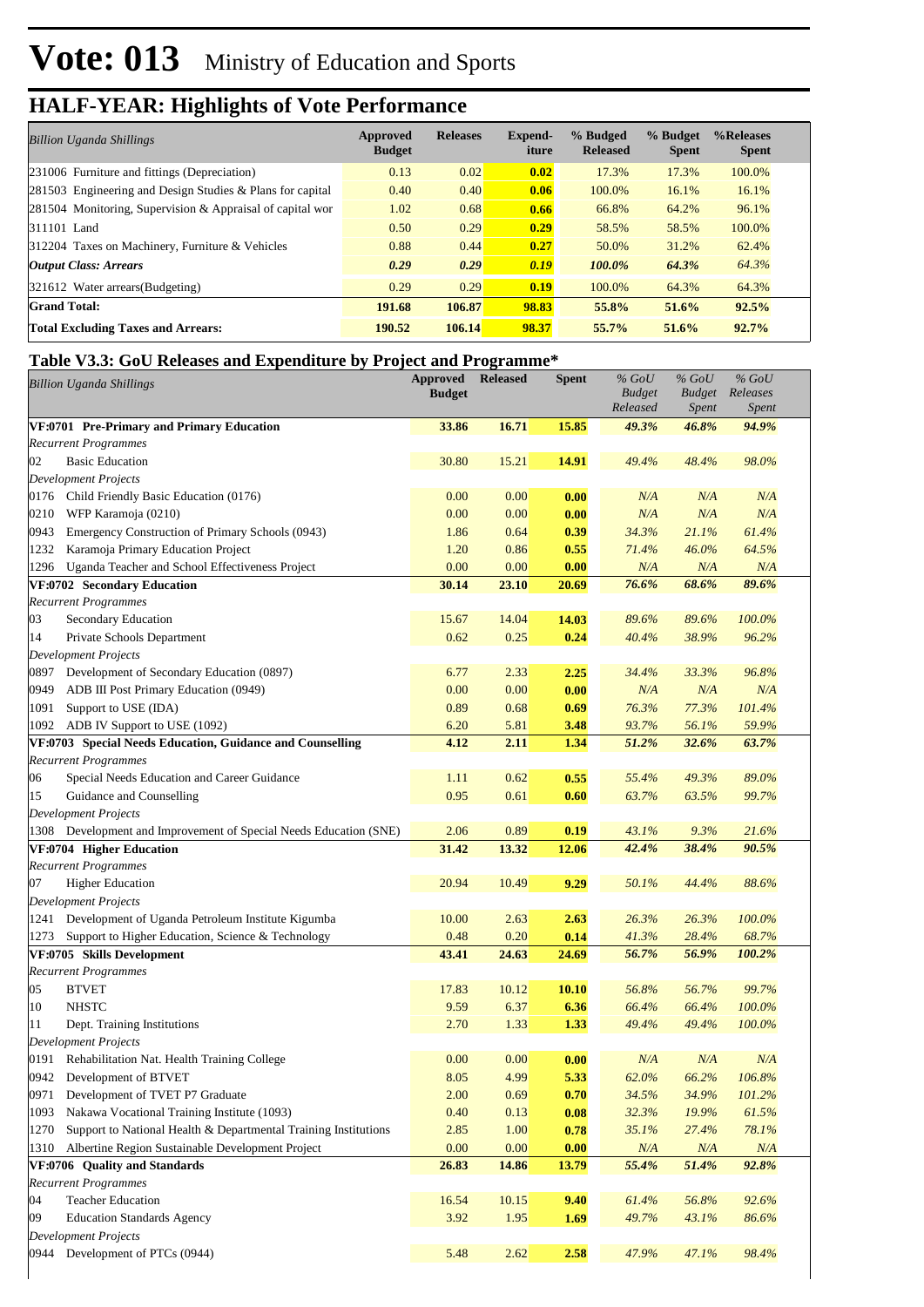# Vote: 013 Ministry of Education and Sports

## HALF-YEAR: Highlights of Vote Performance

| *Billion Uganda Shillings* | Approved Budget | Releases | Expend-iture | % Budged Released | % Budget Spent | %Releases Spent |
|---|---|---|---|---|---|---|
| 231006 Furniture and fittings (Depreciation) | 0.13 | 0.02 | **0.02** | 17.3% | 17.3% | 100.0% |
| 281503 Engineering and Design Studies & Plans for capital | 0.40 | 0.40 | **0.06** | 100.0% | 16.1% | 16.1% |
| 281504 Monitoring, Supervision & Appraisal of capital wor | 1.02 | 0.68 | **0.66** | 66.8% | 64.2% | 96.1% |
| 311101 Land | 0.50 | 0.29 | **0.29** | 58.5% | 58.5% | 100.0% |
| 312204 Taxes on Machinery, Furniture & Vehicles | 0.88 | 0.44 | **0.27** | 50.0% | 31.2% | 62.4% |
| ***Output Class: Arrears*** | ***0.29*** | ***0.29*** | ***0.19*** | ***100.0%*** | ***64.3%*** | *64.3%* |
| 321612 Water arrears(Budgeting) | 0.29 | 0.29 | **0.19** | 100.0% | 64.3% | 64.3% |
| **Grand Total:** | **191.68** | **106.87** | **98.83** | **55.8%** | **51.6%** | **92.5%** |
| **Total Excluding Taxes and Arrears:** | **190.52** | **106.14** | **98.37** | **55.7%** | **51.6%** | **92.7%** |

### Table V3.3: GoU Releases and Expenditure by Project and Programme*

| *Billion Uganda Shillings* | Approved Budget | Released | Spent | *% GoU Budget Released* | *% GoU Budget Spent* | *% GoU Releases Spent* |
|---|---|---|---|---|---|---|
| **VF:0701 Pre-Primary and Primary Education** | **33.86** | **16.71** | **15.85** | ***49.3%*** | ***46.8%*** | ***94.9%*** |
| *Recurrent Programmes* | | | | | | |
| 02 Basic Education | 30.80 | 15.21 | **14.91** | *49.4%* | *48.4%* | *98.0%* |
| *Development Projects* | | | | | | |
| 0176 Child Friendly Basic Education (0176) | 0.00 | 0.00 | **0.00** | *N/A* | *N/A* | *N/A* |
| 0210 WFP Karamoja (0210) | 0.00 | 0.00 | **0.00** | *N/A* | *N/A* | *N/A* |
| 0943 Emergency Construction of Primary Schools (0943) | 1.86 | 0.64 | **0.39** | *34.3%* | *21.1%* | *61.4%* |
| 1232 Karamoja Primary Education Project | 1.20 | 0.86 | **0.55** | *71.4%* | *46.0%* | *64.5%* |
| 1296 Uganda Teacher and School Effectiveness Project | 0.00 | 0.00 | **0.00** | *N/A* | *N/A* | *N/A* |
| **VF:0702 Secondary Education** | **30.14** | **23.10** | **20.69** | ***76.6%*** | ***68.6%*** | ***89.6%*** |
| *Recurrent Programmes* | | | | | | |
| 03 Secondary Education | 15.67 | 14.04 | **14.03** | *89.6%* | *89.6%* | *100.0%* |
| 14 Private Schools Department | 0.62 | 0.25 | **0.24** | *40.4%* | *38.9%* | *96.2%* |
| *Development Projects* | | | | | | |
| 0897 Development of Secondary Education (0897) | 6.77 | 2.33 | **2.25** | *34.4%* | *33.3%* | *96.8%* |
| 0949 ADB III Post Primary Education (0949) | 0.00 | 0.00 | **0.00** | *N/A* | *N/A* | *N/A* |
| 1091 Support to USE (IDA) | 0.89 | 0.68 | **0.69** | *76.3%* | *77.3%* | *101.4%* |
| 1092 ADB IV Support to USE (1092) | 6.20 | 5.81 | **3.48** | *93.7%* | *56.1%* | *59.9%* |
| **VF:0703 Special Needs Education, Guidance and Counselling** | **4.12** | **2.11** | **1.34** | ***51.2%*** | ***32.6%*** | ***63.7%*** |
| *Recurrent Programmes* | | | | | | |
| 06 Special Needs Education and Career Guidance | 1.11 | 0.62 | **0.55** | *55.4%* | *49.3%* | *89.0%* |
| 15 Guidance and Counselling | 0.95 | 0.61 | **0.60** | *63.7%* | *63.5%* | *99.7%* |
| *Development Projects* | | | | | | |
| 1308 Development and Improvement of Special Needs Education (SNE) | 2.06 | 0.89 | **0.19** | *43.1%* | *9.3%* | *21.6%* |
| **VF:0704 Higher Education** | **31.42** | **13.32** | **12.06** | ***42.4%*** | ***38.4%*** | ***90.5%*** |
| *Recurrent Programmes* | | | | | | |
| 07 Higher Education | 20.94 | 10.49 | **9.29** | *50.1%* | *44.4%* | *88.6%* |
| *Development Projects* | | | | | | |
| 1241 Development of Uganda Petroleum Institute Kigumba | 10.00 | 2.63 | **2.63** | *26.3%* | *26.3%* | *100.0%* |
| 1273 Support to Higher Education, Science & Technology | 0.48 | 0.20 | **0.14** | *41.3%* | *28.4%* | *68.7%* |
| **VF:0705 Skills Development** | **43.41** | **24.63** | **24.69** | ***56.7%*** | ***56.9%*** | ***100.2%*** |
| *Recurrent Programmes* | | | | | | |
| 05 BTVET | 17.83 | 10.12 | **10.10** | *56.8%* | *56.7%* | *99.7%* |
| 10 NHSTC | 9.59 | 6.37 | **6.36** | *66.4%* | *66.4%* | *100.0%* |
| 11 Dept. Training Institutions | 2.70 | 1.33 | **1.33** | *49.4%* | *49.4%* | *100.0%* |
| *Development Projects* | | | | | | |
| 0191 Rehabilitation Nat. Health Training College | 0.00 | 0.00 | **0.00** | *N/A* | *N/A* | *N/A* |
| 0942 Development of BTVET | 8.05 | 4.99 | **5.33** | *62.0%* | *66.2%* | *106.8%* |
| 0971 Development of TVET P7 Graduate | 2.00 | 0.69 | **0.70** | *34.5%* | *34.9%* | *101.2%* |
| 1093 Nakawa Vocational Training Institute (1093) | 0.40 | 0.13 | **0.08** | *32.3%* | *19.9%* | *61.5%* |
| 1270 Support to National Health & Departmental Training Institutions | 2.85 | 1.00 | **0.78** | *35.1%* | *27.4%* | *78.1%* |
| 1310 Albertine Region Sustainable Development Project | 0.00 | 0.00 | **0.00** | *N/A* | *N/A* | *N/A* |
| **VF:0706 Quality and Standards** | **26.83** | **14.86** | **13.79** | ***55.4%*** | ***51.4%*** | ***92.8%*** |
| *Recurrent Programmes* | | | | | | |
| 04 Teacher Education | 16.54 | 10.15 | **9.40** | *61.4%* | *56.8%* | *92.6%* |
| 09 Education Standards Agency | 3.92 | 1.95 | **1.69** | *49.7%* | *43.1%* | *86.6%* |
| *Development Projects* | | | | | | |
| 0944 Development of PTCs (0944) | 5.48 | 2.62 | **2.58** | *47.9%* | *47.1%* | *98.4%* |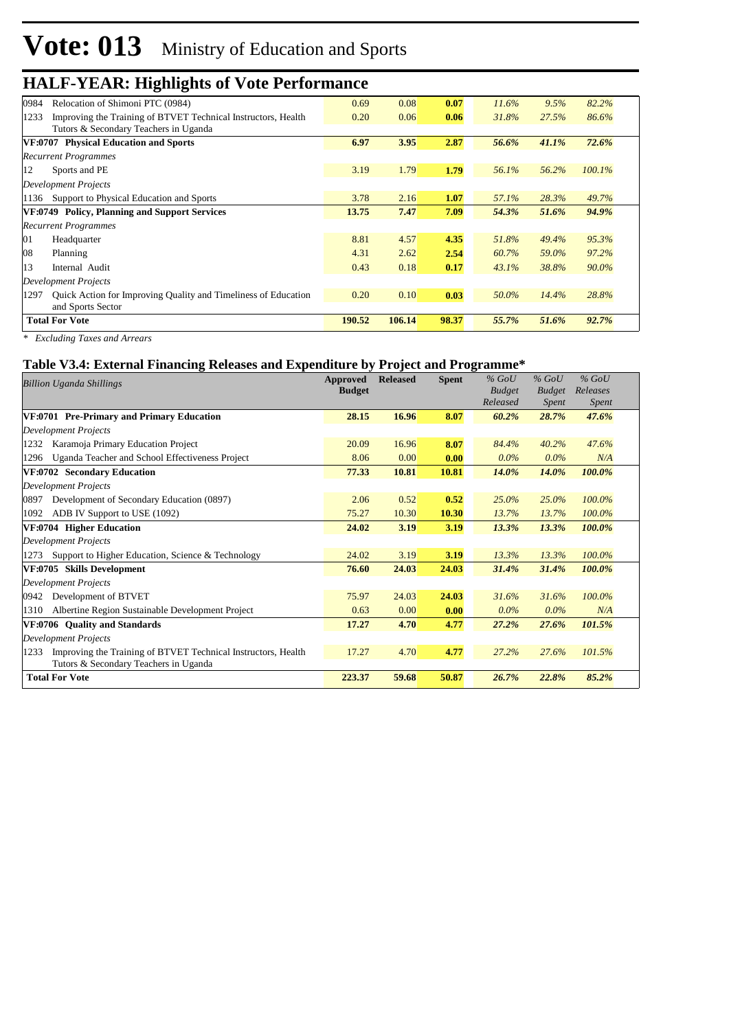# Vote: 013 Ministry of Education and Sports

## HALF-YEAR: Highlights of Vote Performance

| | | | | | | |
|---|---|---|---|---|---|---|
| 0984 Relocation of Shimoni PTC (0984) | 0.69 | 0.08 | **0.07** | *11.6%* | *9.5%* | *82.2%* |
| 1233 Improving the Training of BTVET Technical Instructors, Health Tutors & Secondary Teachers in Uganda | 0.20 | 0.06 | **0.06** | *31.8%* | *27.5%* | *86.6%* |
| **VF:0707 Physical Education and Sports** | **6.97** | **3.95** | **2.87** | ***56.6%*** | ***41.1%*** | ***72.6%*** |
| *Recurrent Programmes* | | | | | | |
| 12 Sports and PE | 3.19 | 1.79 | **1.79** | *56.1%* | *56.2%* | *100.1%* |
| *Development Projects* | | | | | | |
| 1136 Support to Physical Education and Sports | 3.78 | 2.16 | **1.07** | *57.1%* | *28.3%* | *49.7%* |
| **VF:0749 Policy, Planning and Support Services** | **13.75** | **7.47** | **7.09** | ***54.3%*** | ***51.6%*** | ***94.9%*** |
| *Recurrent Programmes* | | | | | | |
| 01 Headquarter | 8.81 | 4.57 | **4.35** | *51.8%* | *49.4%* | *95.3%* |
| 08 Planning | 4.31 | 2.62 | **2.54** | *60.7%* | *59.0%* | *97.2%* |
| 13 Internal Audit | 0.43 | 0.18 | **0.17** | *43.1%* | *38.8%* | *90.0%* |
| *Development Projects* | | | | | | |
| 1297 Quick Action for Improving Quality and Timeliness of Education and Sports Sector | 0.20 | 0.10 | **0.03** | *50.0%* | *14.4%* | *28.8%* |
| **Total For Vote** | **190.52** | **106.14** | **98.37** | ***55.7%*** | ***51.6%*** | ***92.7%*** |

*\* Excluding Taxes and Arrears*

### Table V3.4: External Financing Releases and Expenditure by Project and Programme*

| *Billion Uganda Shillings* | Approved Budget | Released | Spent | *% GoU Budget Released* | *% GoU Budget Spent* | *% GoU Releases Spent* |
|---|---|---|---|---|---|---|
| **VF:0701 Pre-Primary and Primary Education** | **28.15** | **16.96** | **8.07** | ***60.2%*** | ***28.7%*** | ***47.6%*** |
| *Development Projects* | | | | | | |
| 1232 Karamoja Primary Education Project | 20.09 | 16.96 | **8.07** | *84.4%* | *40.2%* | *47.6%* |
| 1296 Uganda Teacher and School Effectiveness Project | 8.06 | 0.00 | **0.00** | *0.0%* | *0.0%* | *N/A* |
| **VF:0702 Secondary Education** | **77.33** | **10.81** | **10.81** | ***14.0%*** | ***14.0%*** | ***100.0%*** |
| *Development Projects* | | | | | | |
| 0897 Development of Secondary Education (0897) | 2.06 | 0.52 | **0.52** | *25.0%* | *25.0%* | *100.0%* |
| 1092 ADB IV Support to USE (1092) | 75.27 | 10.30 | **10.30** | *13.7%* | *13.7%* | *100.0%* |
| **VF:0704 Higher Education** | **24.02** | **3.19** | **3.19** | ***13.3%*** | ***13.3%*** | ***100.0%*** |
| *Development Projects* | | | | | | |
| 1273 Support to Higher Education, Science & Technology | 24.02 | 3.19 | **3.19** | *13.3%* | *13.3%* | *100.0%* |
| **VF:0705 Skills Development** | **76.60** | **24.03** | **24.03** | ***31.4%*** | ***31.4%*** | ***100.0%*** |
| *Development Projects* | | | | | | |
| 0942 Development of BTVET | 75.97 | 24.03 | **24.03** | *31.6%* | *31.6%* | *100.0%* |
| 1310 Albertine Region Sustainable Development Project | 0.63 | 0.00 | **0.00** | *0.0%* | *0.0%* | *N/A* |
| **VF:0706 Quality and Standards** | **17.27** | **4.70** | **4.77** | ***27.2%*** | ***27.6%*** | ***101.5%*** |
| *Development Projects* | | | | | | |
| 1233 Improving the Training of BTVET Technical Instructors, Health Tutors & Secondary Teachers in Uganda | 17.27 | 4.70 | **4.77** | *27.2%* | *27.6%* | *101.5%* |
| **Total For Vote** | **223.37** | **59.68** | **50.87** | ***26.7%*** | ***22.8%*** | ***85.2%*** |